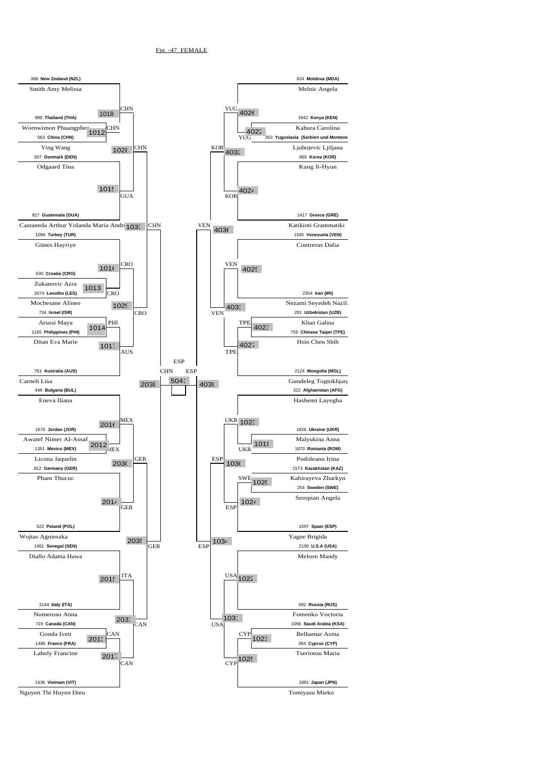Fin -47 FEMALE

**Left bracket**

| No. | Country | Athlete |
|---|---|---|
| 308 | New Zealand (NZL) | Smith Amy Melissa |
| 999 | Thailand (THA) | Wornwimon Phuangphee |
| 563 | China (CHN) | Ying Wang |
| 507 | Denmark (DEN) | Odgaard Tina |
| 827 | Guatemala (GUA) | Castaneda Arthur Yolanda Maria Andre |
| 1094 | Turkey (TUR) | Günes Hayriye |
| 630 | Croatia (CRO) | Zukanovic Azra |
| 2474 | Lesotho (LES) | Mochesane Alineo |
| 734 | Israel (ISR) | Arussi Maya |
| 1165 | Philippines (PHI) | Ditan Eva Marie |
| 781 | Australia (AUS) | Carneli Lisa |
| 446 | Bulgaria (BUL) | Eneva Iliana |
| 1670 | Jordan (JOR) | Awatef Nimer Al-Assaf |
| 1351 | Mexico (MEX) | Licona Jaquelin |
| 812 | Germany (GER) | Pham Thucuc |
| 522 | Poland (POL) | Wojtas Agnieszka |
| 1461 | Senegal (SEN) | Diallo Adama Hawa |
| 2144 | Italy (ITA) | Numeroso Anna |
| 719 | Canada (CAN) | Gonda Ivett |
| 1490 | France (FRA) | Lahely Francine |
| 1436 | Vietnam (VIT) | Nguyen Thi Huyen Dieu |

**Right bracket**

| No. | Country | Athlete |
|---|---|---|
| 624 | Moldova (MDA) | Melnic Angela |
| 1942 | Kenya (KEN) | Kahura Carolina |
| 353 | Yugoslavia (Serbien und Montene | Ljubojevic Ljiljana |
| 865 | Korea (KOR) | Kang Ji-Hyun |
| 1417 | Greece (GRE) | Katikioti Grammatiki |
| 1545 | Venezuela (VEN) | Contreras Dalia |
| 2354 | Iran (IRI) | Nezami Seyedeh Nazil |
| 291 | Uzbekistan (UZB) | Khan Galina |
| 755 | Chinese Taipei (TPE) | Hsin Chen Shih |
| 2124 | Mongolia (MGL) | Gundeleg Togtokhjar |
| 322 | Afghanistan (AFG) | Hashemi Layegha |
| 1826 | Ukraine (UKR) | Malyukina Anna |
| 1870 | Romania (ROM) | Podoleanu Irina |
| 1573 | Kazakhstan (KAZ) | Kabirayeva Zharkyn |
| 254 | Sweden (SWE) | Seropian Angela |
| 1597 | Spain (ESP) | Yagne Brigida |
| 2100 | U.S.A (USA) | Meloon Mandy |
| 592 | Russia (RUS) | Fomenko Voctoria |
| 1056 | Saudi Arabia (KSA) | Belhamar Asma |
| 394 | Cyprus (CYP) | Tseriotou Maria |
| 1981 | Japan (JPN) | Tomiyasu Mieko |

**Results (bouts)**

| Bout | Winner |
|---|---|
| 1018 | CHN |
| 1012 | CHN |
| 1028 | CHN |
| 1015 | GUA |
| 1033 | CHN |
| 1016 | CRO |
| 1013 | CRO |
| 1029 | CRO |
| 1014 | PHI |
| 1017 | AUS |
| 2038 | CHN |
| 2016 | MEX |
| 2012 | MEX |
| 2030 | GER |
| 2014 | GER |
| 2039 | GER |
| 2015 | ITA |
| 2031 | CAN |
| 2013 | CAN |
| 2017 | CAN |
| 4026 | YUG |
| 4022 | YUG |
| 4032 | KOR |
| 4024 | KOR |
| 4036 | VEN |
| 4025 | VEN |
| 4033 | VEN |
| 4023 | TPE |
| 4027 | TPE |
| 4038 | ESP |
| 1023 | UKR |
| 1019 | UKR |
| 1030 | ESP |
| 1020 | SWE |
| 1024 | ESP |
| 1034 | ESP |
| 1022 | USA |
| 1031 | USA |
| 1021 | CYP |
| 1025 | CYP |

**Final:** 5041 — CHN vs ESP — Winner: ESP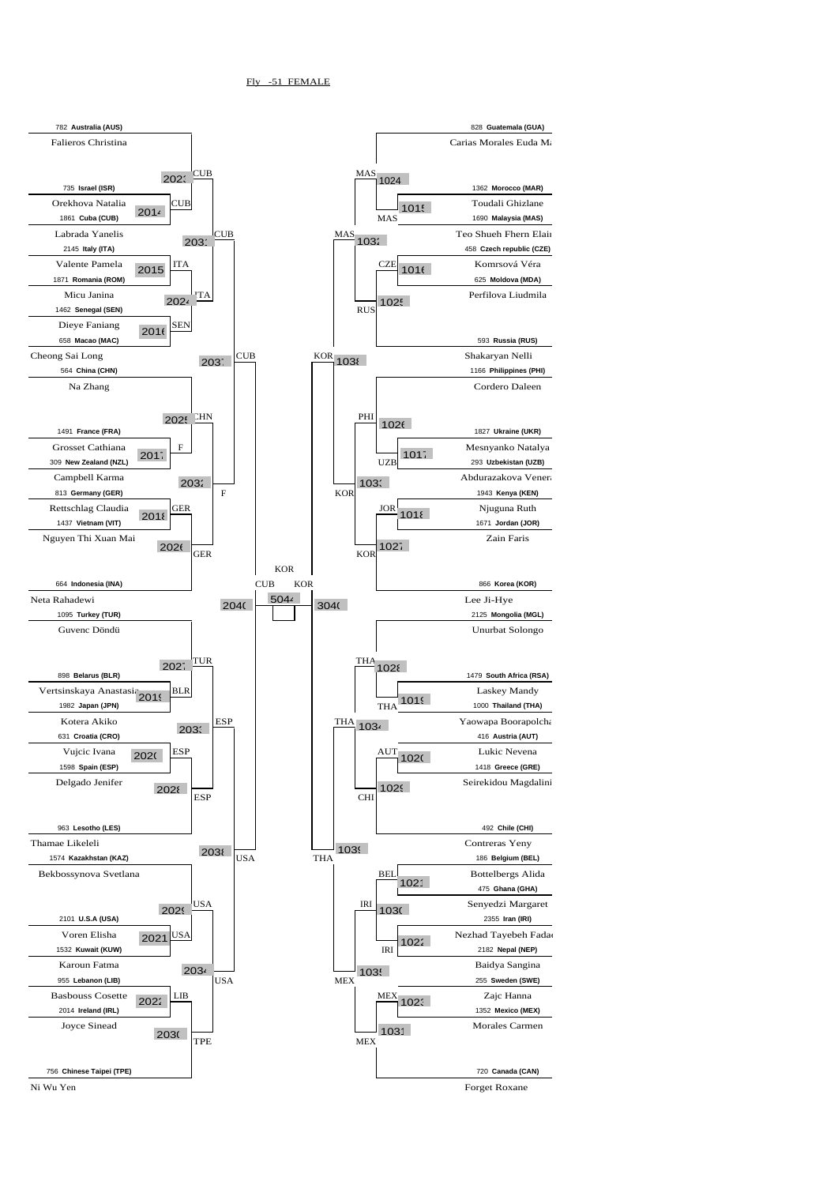Fly -51 FEMALE

| Seed | Country | Athlete | Match results |
|---|---|---|---|
| 782 | Australia (AUS) | Falieros Christina | 2023: CUB |
| 735 | Israel (ISR) | Orekhova Natalia | 2014: CUB |
| 1861 | Cuba (CUB) | Labrada Yanelis | 2031: CUB |
| 2145 | Italy (ITA) | Valente Pamela | 2015: ITA |
| 1871 | Romania (ROM) | Micu Janina | 2024: ITA |
| 1462 | Senegal (SEN) | Dieye Faniang | 2016: SEN |
| 658 | Macao (MAC) | Cheong Sai Long | 2037: CUB |
| 564 | China (CHN) | Na Zhang | 2025: CHN |
| 1491 | France (FRA) | Grosset Cathiana | 2017: F |
| 309 | New Zealand (NZL) | Campbell Karma | 2032: F |
| 813 | Germany (GER) | Rettschlag Claudia | 2018: GER |
| 1437 | Vietnam (VIT) | Nguyen Thi Xuan Mai | 2026: GER |
| 664 | Indonesia (INA) | Neta Rahadewi | 2040: CUB |
| 1095 | Turkey (TUR) | Guvenc Döndü | 2027: TUR |
| 898 | Belarus (BLR) | Vertsinskaya Anastasia | 2019: BLR |
| 1982 | Japan (JPN) | Kotera Akiko | 2033: ESP |
| 631 | Croatia (CRO) | Vujcic Ivana | 2020: ESP |
| 1598 | Spain (ESP) | Delgado Jenifer | 2028: ESP |
| 963 | Lesotho (LES) | Thamae Likeleli | 2038: USA |
| 1574 | Kazakhstan (KAZ) | Bekbossynova Svetlana | 2029: USA |
| 2101 | U.S.A (USA) | Voren Elisha | 2021: USA |
| 1532 | Kuwait (KUW) | Karoun Fatma | 2034: USA |
| 955 | Lebanon (LIB) | Basbouss Cosette | 2022: LIB |
| 2014 | Ireland (IRL) | Joyce Sinead | 2030: TPE |
| 756 | Chinese Taipei (TPE) | Ni Wu Yen | |

| Seed | Country | Athlete | Match results |
|---|---|---|---|
| 828 | Guatemala (GUA) | Carias Morales Euda Ma | 1024: MAS |
| 1362 | Morocco (MAR) | Toudali Ghizlane | 1015: MAS |
| 1690 | Malaysia (MAS) | Teo Shueh Fhern Elain | 1032: MAS |
| 458 | Czech republic (CZE) | Komrsová Véra | 1016: CZE |
| 625 | Moldova (MDA) | Perfilova Liudmila | 1025: RUS |
| 593 | Russia (RUS) | Shakaryan Nelli | 1038: KOR |
| 1166 | Philippines (PHI) | Cordero Daleen | 1026: PHI |
| 1827 | Ukraine (UKR) | Mesnyanko Natalya | 1017: UZB |
| 293 | Uzbekistan (UZB) | Abdurazakova Venera | 1033: KOR |
| 1943 | Kenya (KEN) | Njuguna Ruth | 1018: JOR |
| 1671 | Jordan (JOR) | Zain Faris | 1027: KOR |
| 866 | Korea (KOR) | Lee Ji-Hye | 3040: KOR |
| 2125 | Mongolia (MGL) | Unurbat Solongo | 1028: THA |
| 1479 | South Africa (RSA) | Laskey Mandy | 1019: THA |
| 1000 | Thailand (THA) | Yaowapa Boorapolcha | 1034: THA |
| 416 | Austria (AUT) | Lukic Nevena | 1020: AUT |
| 1418 | Greece (GRE) | Seirekidou Magdalini | 1029: CHI |
| 492 | Chile (CHI) | Contreras Yeny | 1039: THA |
| 186 | Belgium (BEL) | Bottelbergs Alida | 1021: BEL |
| 475 | Ghana (GHA) | Senyedzi Margaret | 1030: IRI |
| 2355 | Iran (IRI) | Nezhad Tayebeh Fadae | 1022: IRI |
| 2182 | Nepal (NEP) | Baidya Sangina | 1035: MEX |
| 255 | Sweden (SWE) | Zajc Hanna | 1023: MEX |
| 1352 | Mexico (MEX) | Morales Carmen | 1031: MEX |
| 720 | Canada (CAN) | Forget Roxane | |

Final: 5044 — CUB vs KOR — Winner: KOR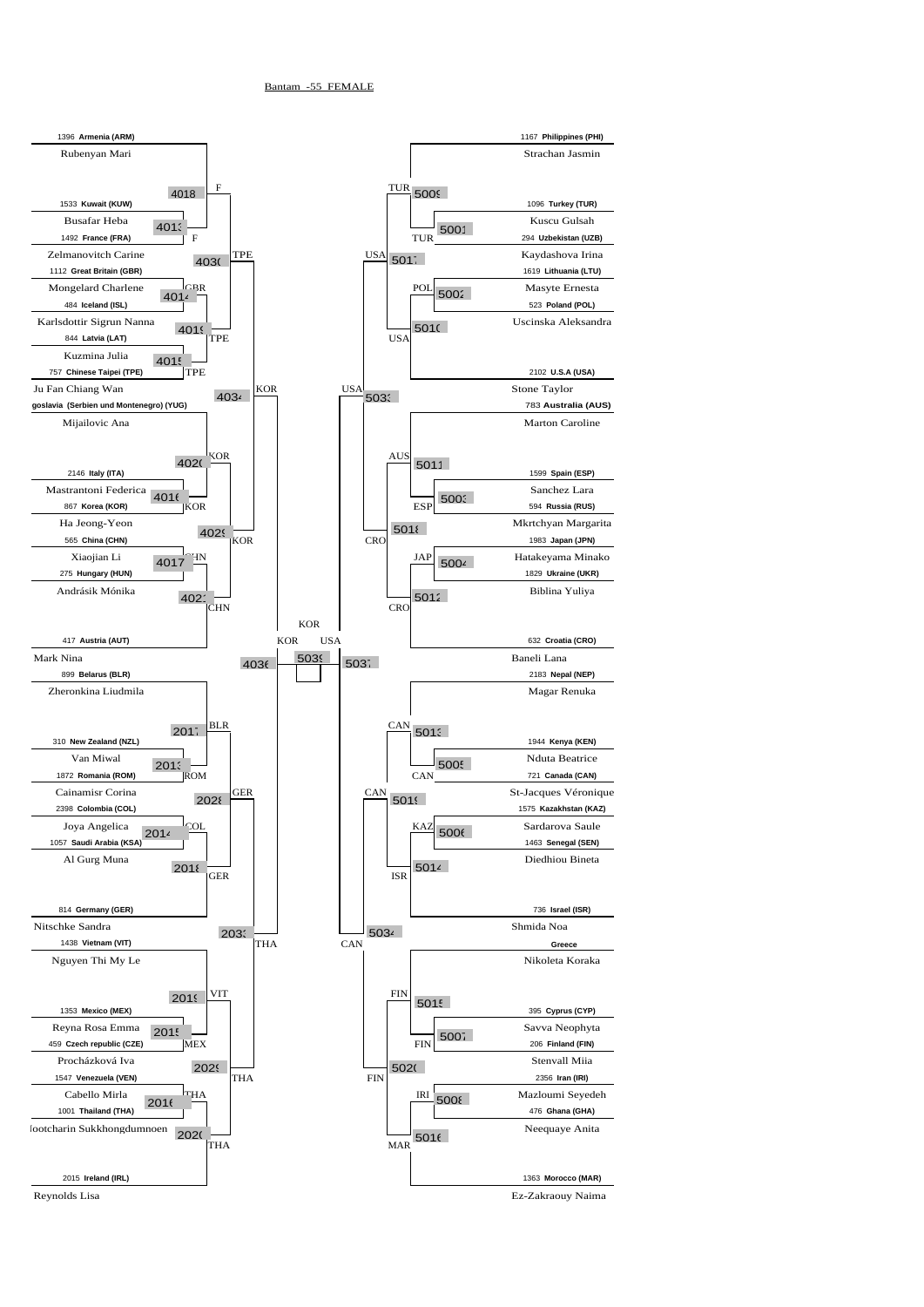Bantam -55 FEMALE

| Left bracket (Pool A/B) | | Right bracket (Pool C/D) | |
|---|---|---|---|
| 1396 **Armenia (ARM)** | Rubenyan Mari | 1167 **Philippines (PHI)** | Strachan Jasmin |
| 1533 **Kuwait (KUW)** | Busafar Heba | 1096 **Turkey (TUR)** | Kuscu Gulsah |
| 1492 **France (FRA)** | Zelmanovitch Carine | 294 **Uzbekistan (UZB)** | Kaydashova Irina |
| 1112 **Great Britain (GBR)** | Mongelard Charlene | 1619 **Lithuania (LTU)** | Masyte Ernesta |
| 484 **Iceland (ISL)** | Karlsdottir Sigrun Nanna | 523 **Poland (POL)** | Uscinska Aleksandra |
| 844 **Latvia (LAT)** | Kuzmina Julia | 2102 **U.S.A (USA)** | Stone Taylor |
| 757 **Chinese Taipei (TPE)** | Ju Fan Chiang Wan | 783 **Australia (AUS)** | Marton Caroline |
| goslavia (Serbien und Montenegro) (YUG) | Mijailovic Ana | 1599 **Spain (ESP)** | Sanchez Lara |
| 2146 **Italy (ITA)** | Mastrantoni Federica | 594 **Russia (RUS)** | Mkrtchyan Margarita |
| 867 **Korea (KOR)** | Ha Jeong-Yeon | 1983 **Japan (JPN)** | Hatakeyama Minako |
| 565 **China (CHN)** | Xiaojian Li | 1829 **Ukraine (UKR)** | Biblina Yuliya |
| 275 **Hungary (HUN)** | Andrásik Mónika | 632 **Croatia (CRO)** | Baneli Lana |
| 417 **Austria (AUT)** | Mark Nina | 2183 **Nepal (NEP)** | Magar Renuka |
| 899 **Belarus (BLR)** | Zheronkina Liudmila | 1944 **Kenya (KEN)** | Nduta Beatrice |
| 310 **New Zealand (NZL)** | Van Miwal | 721 **Canada (CAN)** | St-Jacques Véronique |
| 1872 **Romania (ROM)** | Cainamisr Corina | 1575 **Kazakhstan (KAZ)** | Sardarova Saule |
| 2398 **Colombia (COL)** | Joya Angelica | 1463 **Senegal (SEN)** | Diedhiou Bineta |
| 1057 **Saudi Arabia (KSA)** | Al Gurg Muna | 736 **Israel (ISR)** | Shmida Noa |
| 814 **Germany (GER)** | Nitschke Sandra | **Greece** | Nikoleta Koraka |
| 1438 **Vietnam (VIT)** | Nguyen Thi My Le | 395 **Cyprus (CYP)** | Savva Neophyta |
| 1353 **Mexico (MEX)** | Reyna Rosa Emma | 206 **Finland (FIN)** | Stenvall Miia |
| 459 **Czech republic (CZE)** | Procházková Iva | 2356 **Iran (IRI)** | Mazloumi Seyedeh |
| 1547 **Venezuela (VEN)** | Cabello Mirla | 476 **Ghana (GHA)** | Neequaye Anita |
| 1001 **Thailand (THA)** | lootcharin Sukkhongdumnoen | 1363 **Morocco (MAR)** | Ez-Zakraouy Naima |
| 2015 **Ireland (IRL)** | Reynolds Lisa | | |

**Results (left side):**

| Bout | Winner |
|---|---|
| 4018 | F |
| 4013 | F |
| 4030 | TPE |
| 4014 | GBR |
| 4019 | TPE |
| 4015 | TPE |
| 4034 | KOR |
| 4020 | KOR |
| 4016 | KOR |
| 4029 | KOR |
| 4017 | CHN |
| 4021 | CHN |
| 4036 | KOR |
| 2017 | BLR |
| 2013 | ROM |
| 2028 | GER |
| 2014 | COL |
| 2018 | GER |
| 2033 | THA |
| 2019 | VIT |
| 2015 | MEX |
| 2029 | THA |
| 2016 | THA |
| 2020 | THA |

**Results (right side):**

| Bout | Winner |
|---|---|
| 5009 | TUR |
| 5001 | TUR |
| 5017 | USA |
| 5002 | POL |
| 5010 | USA |
| 5033 | USA |
| 5011 | AUS |
| 5003 | ESP |
| 5018 | CRO |
| 5004 | JAP |
| 5012 | CRO |
| 5037 | USA |
| 5013 | CAN |
| 5005 | CAN |
| 5019 | CAN |
| 5006 | KAZ |
| 5014 | ISR |
| 5034 | CAN |
| 5015 | FIN |
| 5007 | FIN |
| 5020 | FIN |
| 5008 | IRI |
| 5016 | MAR |

**Final:** 5039 — KOR vs USA — Winner: KOR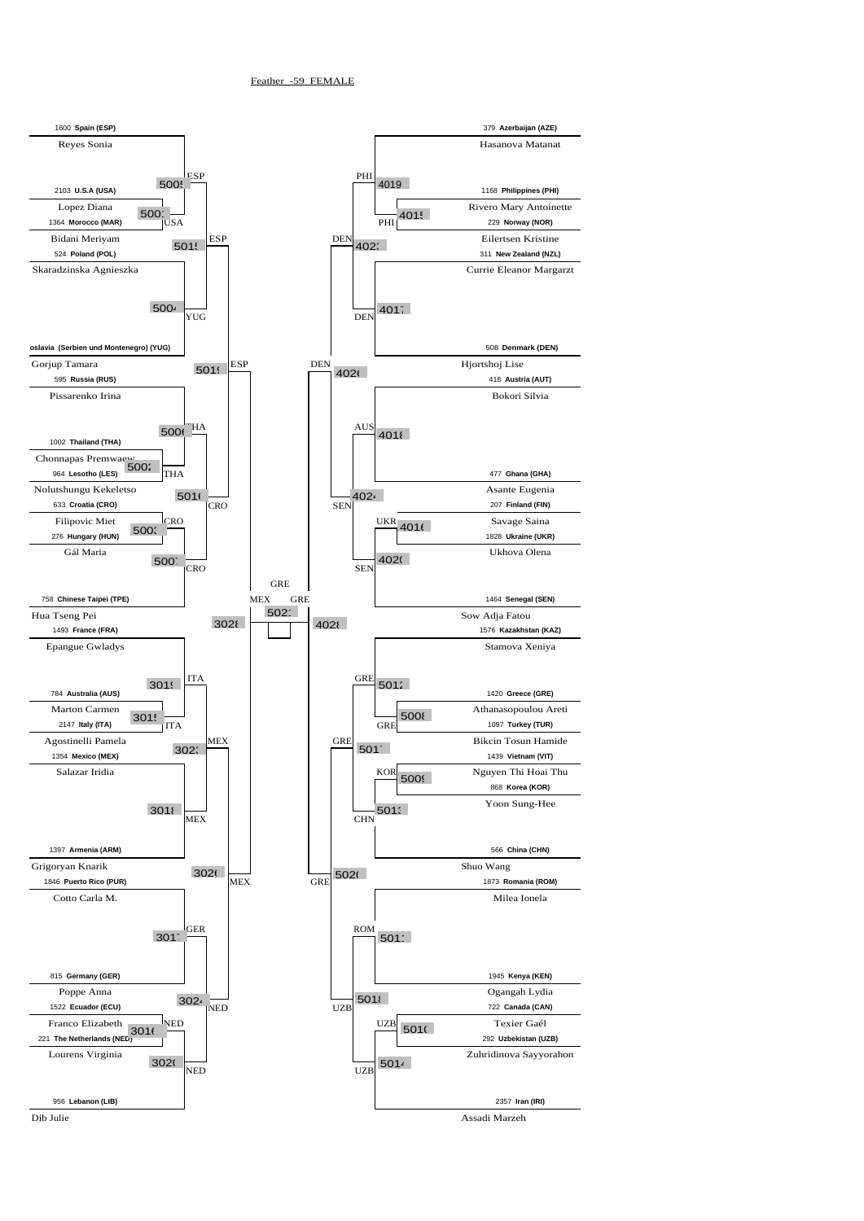# Feather -59 FEMALE

## Left half of draw

| No. | Country | Athlete |
|---|---|---|
| 1600 | Spain (ESP) | Reyes Sonia |
| 2103 | U.S.A (USA) | Lopez Diana |
| 1364 | Morocco (MAR) | Bidani Meriyam |
| 524 | Poland (POL) | Skaradzinska Agnieszka |
| | oslavia (Serbien und Montenegro) (YUG) | Gorjup Tamara |
| 595 | Russia (RUS) | Pissarenko Irina |
| 1002 | Thailand (THA) | Chonnapas Premwaew |
| 964 | Lesotho (LES) | Nolutshungu Kekeletso |
| 633 | Croatia (CRO) | Filipovic Miet |
| 276 | Hungary (HUN) | Gál Maria |
| 758 | Chinese Taipei (TPE) | Hua Tseng Pei |
| 1493 | France (FRA) | Epangue Gwladys |
| 784 | Australia (AUS) | Marton Carmen |
| 2147 | Italy (ITA) | Agostinelli Pamela |
| 1354 | Mexico (MEX) | Salazar Iridia |
| 1397 | Armenia (ARM) | Grigoryan Knarik |
| 1846 | Puerto Rico (PUR) | Cotto Carla M. |
| 815 | Germany (GER) | Poppe Anna |
| 1522 | Ecuador (ECU) | Franco Elizabeth |
| 221 | The Netherlands (NED) | Lourens Virginia |
| 956 | Lebanon (LIB) | Dib Julie |

Bouts (left half):

- 5005: ESP
- 5001: USA
- 5015: ESP
- 5004: YUG
- 5019: ESP
- 5006: THA
- 5002: THA
- 5016: CRO
- 5003: CRO
- 5007: CRO
- 3019: ITA
- 3015: ITA
- 3023: MEX
- 3018: MEX
- 3028: MEX
- 3017: GER
- 3016: NED
- 3024: NED
- 3020: NED
- 3026: MEX

## Right half of draw

| No. | Country | Athlete |
|---|---|---|
| 379 | Azerbaijan (AZE) | Hasanova Matanat |
| 1168 | Philippines (PHI) | Rivero Mary Antoinette |
| 229 | Norway (NOR) | Eilertsen Kristine |
| 311 | New Zealand (NZL) | Currie Eleanor Margarzt |
| 508 | Denmark (DEN) | Hjortshoj Lise |
| 418 | Austria (AUT) | Bokori Silvia |
| 477 | Ghana (GHA) | Asante Eugenia |
| 207 | Finland (FIN) | Savage Saina |
| 1828 | Ukraine (UKR) | Ukhova Olena |
| 1464 | Senegal (SEN) | Sow Adja Fatou |
| 1576 | Kazakhstan (KAZ) | Stamova Xeniya |
| 1420 | Greece (GRE) | Athanasopoulou Areti |
| 1097 | Turkey (TUR) | Bikcin Tosun Hamide |
| 1439 | Vietnam (VIT) | Nguyen Thi Hoai Thu |
| 868 | Korea (KOR) | Yoon Sung-Hee |
| 566 | China (CHN) | Shuo Wang |
| 1873 | Romania (ROM) | Milea Ionela |
| 1945 | Kenya (KEN) | Ogangah Lydia |
| 722 | Canada (CAN) | Texier Gaél |
| 292 | Uzbekistan (UZB) | Zuhridinova Sayyorahon |
| 2357 | Iran (IRI) | Assadi Marzeh |

Bouts (right half):

- 4019: PHI
- 4015: PHI
- 4023: DEN
- 4017: DEN
- 4026: DEN
- 4018: AUS
- 4024: SEN
- 4016: UKR
- 4020: SEN
- 4028: GRE
- 5012: GRE
- 5008: GRE
- 5017: GRE
- 5009: KOR
- 5013: CHN
- 5020: GRE
- 5011: ROM
- 5018: UZB
- 5010: UZB
- 5014: UZB

## Final

- 5021: MEX vs GRE — GRE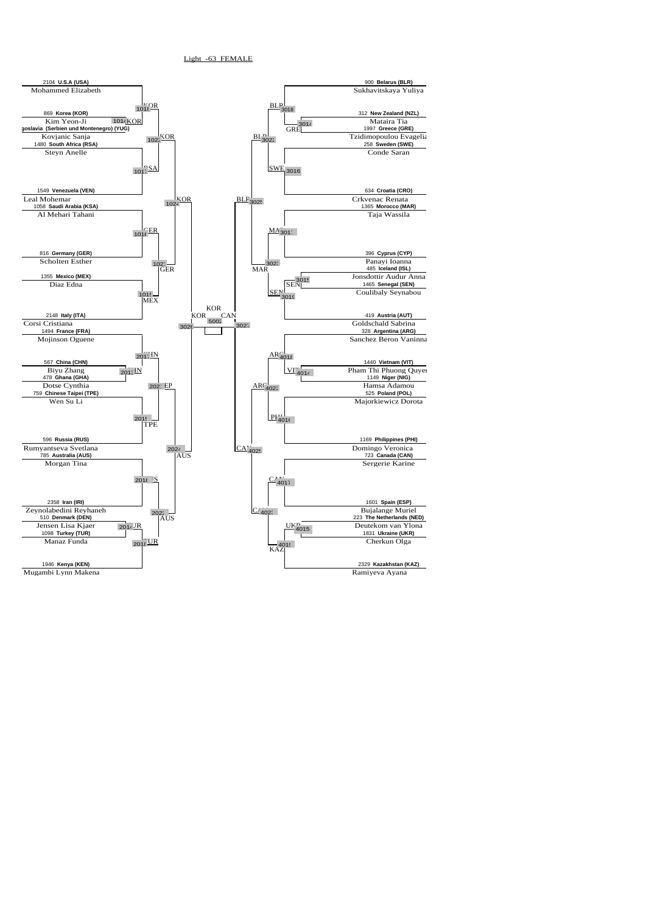Light -63 FEMALE

**Left bracket**

| No. | Country | Name |
|---|---|---|
| 2104 | U.S.A (USA) | Mohammed Elizabeth |
| 869 | Korea (KOR) | Kim Yeon-Ji |
| | Yugoslavia (Serbien und Montenegro) (YUG) | Kovjanic Sanja |
| 1480 | South Africa (RSA) | Steyn Anelle |
| 1549 | Venezuela (VEN) | Leal Mohemar |
| 1058 | Saudi Arabia (KSA) | Al Mehari Tahani |
| 816 | Germany (GER) | Scholten Esther |
| 1355 | Mexico (MEX) | Diaz Edna |
| 2148 | Italy (ITA) | Corsi Cristiana |
| 1494 | France (FRA) | Mojinson Oguene |
| 567 | China (CHN) | Biyu Zhang |
| 478 | Ghana (GHA) | Dotse Cynthia |
| 759 | Chinese Taipei (TPE) | Wen Su Li |
| 596 | Russia (RUS) | Rumyantseva Svetlana |
| 785 | Australia (AUS) | Morgan Tina |
| 2358 | Iran (IRI) | Zeynolabedini Reyhaneh |
| 510 | Denmark (DEN) | Jensen Lisa Kjaer |
| 1098 | Turkey (TUR) | Manaz Funda |
| 1946 | Kenya (KEN) | Mugambi Lynn Makena |

**Right bracket**

| No. | Country | Name |
|---|---|---|
| 900 | Belarus (BLR) | Sukhavitskaya Yuliya |
| 312 | New Zealand (NZL) | Mataira Tia |
| 1997 | Greece (GRE) | Tzidimopoulou Evagelia |
| 258 | Sweden (SWE) | Conde Saran |
| 634 | Croatia (CRO) | Crkvenac Renata |
| 1365 | Morocco (MAR) | Taja Wassila |
| 396 | Cyprus (CYP) | Panayi Ioanna |
| 485 | Iceland (ISL) | Jonsdottir Audur Anna |
| 1465 | Senegal (SEN) | Coulibaly Seynabou |
| 419 | Austria (AUT) | Goldschald Sabrina |
| 328 | Argentina (ARG) | Sanchez Beron Vaninna |
| 1440 | Vietnam (VIT) | Pham Thi Phuong Quyen |
| 1149 | Niger (NIG) | Hamsa Adamou |
| 525 | Poland (POL) | Majorkiewicz Dorota |
| 1169 | Philippines (PHI) | Domingo Veronica |
| 723 | Canada (CAN) | Sergerie Karine |
| 1601 | Spain (ESP) | Bujalange Muriel |
| 223 | The Netherlands (NED) | Deutekom van Ylona |
| 1831 | Ukraine (UKR) | Cherkun Olga |
| 2329 | Kazakhstan (KAZ) | Ramiyeva Ayana |

**Bracket results**

| Match | Winner |
|---|---|
| 1018 | KOR |
| 1014 | KOR |
| 1017 | RSA |
| 1022 | KOR |
| 1016 | GER |
| 1015 | MEX |
| 1023 | GER |
| 1024 | KOR |
| 2017 | CHN |
| 2013 | CHN |
| 2015 | TPE |
| 2023 | TPE |
| 2016 | AUS |
| 2014 | TUR |
| 2018 | TUR |
| 2022 | AUS |
| 2024 | AUS |
| 3026 | KOR |
| 3018 | BLR |
| 3014 | GRE |
| 3016 | SWE |
| 3022 | BLR |
| 3017 | MAR |
| 3015 | SEN |
| 3019 | SEN |
| 3023 | MAR |
| 3025 | BLR |
| 4018 | ARG |
| 4014 | VIT |
| 4016 | PHI |
| 4022 | ARG |
| 4017 | CAN |
| 4015 | UKR |
| 4019 | KAZ |
| 4023 | CAN |
| 4025 | CAN |
| 3027 | CAN |
| 5002 (Final) | KOR vs CAN — KOR |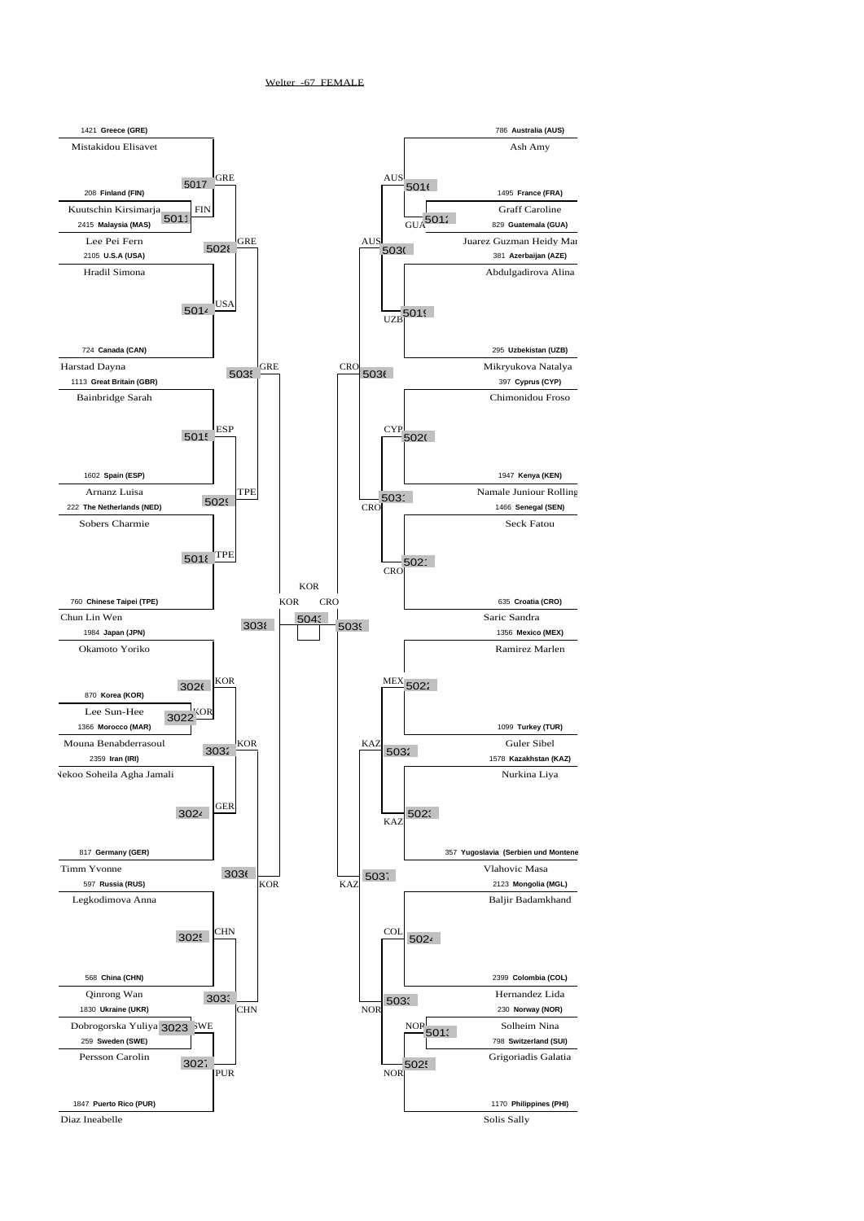# Welter -67 FEMALE

## Left bracket

| Draw No. | Country | Athlete |
|---|---|---|
| 1421 | Greece (GRE) | Mistakidou Elisavet |
| 208 | Finland (FIN) | Kuutschin Kirsimarja |
| 2415 | Malaysia (MAS) | Lee Pei Fern |
| 2105 | U.S.A (USA) | Hradil Simona |
| 724 | Canada (CAN) | Harstad Dayna |
| 1113 | Great Britain (GBR) | Bainbridge Sarah |
| 1602 | Spain (ESP) | Arnanz Luisa |
| 222 | The Netherlands (NED) | Sobers Charmie |
| 760 | Chinese Taipei (TPE) | Chun Lin Wen |
| 1984 | Japan (JPN) | Okamoto Yoriko |
| 870 | Korea (KOR) | Lee Sun-Hee |
| 1366 | Morocco (MAR) | Mouna Benabderrasoul |
| 2359 | Iran (IRI) | Nekoo Soheila Agha Jamali |
| 817 | Germany (GER) | Timm Yvonne |
| 597 | Russia (RUS) | Legkodimova Anna |
| 568 | China (CHN) | Qinrong Wan |
| 1830 | Ukraine (UKR) | Dobrogorska Yuliya |
| 259 | Sweden (SWE) | Persson Carolin |
| 1847 | Puerto Rico (PUR) | Diaz Ineabelle |

Matches (left side):
- 5011: FIN
- 5017: GRE
- 5014: USA
- 5028: GRE
- 5015: ESP
- 5018: TPE
- 5029: TPE
- 5035: GRE
- 3022: KOR
- 3026: KOR
- 3024: GER
- 3032: KOR
- 3023: SWE
- 3025: CHN
- 3027: PUR
- 3033: CHN
- 3036: KOR
- 3038: KOR

## Right bracket

| Draw No. | Country | Athlete |
|---|---|---|
| 786 | Australia (AUS) | Ash Amy |
| 1495 | France (FRA) | Graff Caroline |
| 829 | Guatemala (GUA) | Juarez Guzman Heidy Mar |
| 381 | Azerbaijan (AZE) | Abdulgadirova Alina |
| 295 | Uzbekistan (UZB) | Mikryukova Natalya |
| 397 | Cyprus (CYP) | Chimonidou Froso |
| 1947 | Kenya (KEN) | Namale Juniour Rolling |
| 1466 | Senegal (SEN) | Seck Fatou |
| 635 | Croatia (CRO) | Saric Sandra |
| 1356 | Mexico (MEX) | Ramirez Marlen |
| 1099 | Turkey (TUR) | Guler Sibel |
| 1578 | Kazakhstan (KAZ) | Nurkina Liya |
| 357 | Yugoslavia (Serbien und Montene | Vlahovic Masa |
| 2123 | Mongolia (MGL) | Baljir Badamkhand |
| 2399 | Colombia (COL) | Hernandez Lida |
| 230 | Norway (NOR) | Solheim Nina |
| 798 | Switzerland (SUI) | Grigoriadis Galatia |
| 1170 | Philippines (PHI) | Solis Sally |

Matches (right side):
- 5016: AUS
- 5012: GUA
- 5019: UZB
- 5030: AUS
- 5020: CYP
- 5021: CRO
- 5031: CRO
- 5036: CRO
- 5022: MEX
- 5023: KAZ
- 5032: KAZ
- 5024: COL
- 5013: NOR
- 5025: NOR
- 5033: NOR
- 5037: KAZ
- 5039: CRO

## Final

- 5043: KOR vs CRO — Winner: KOR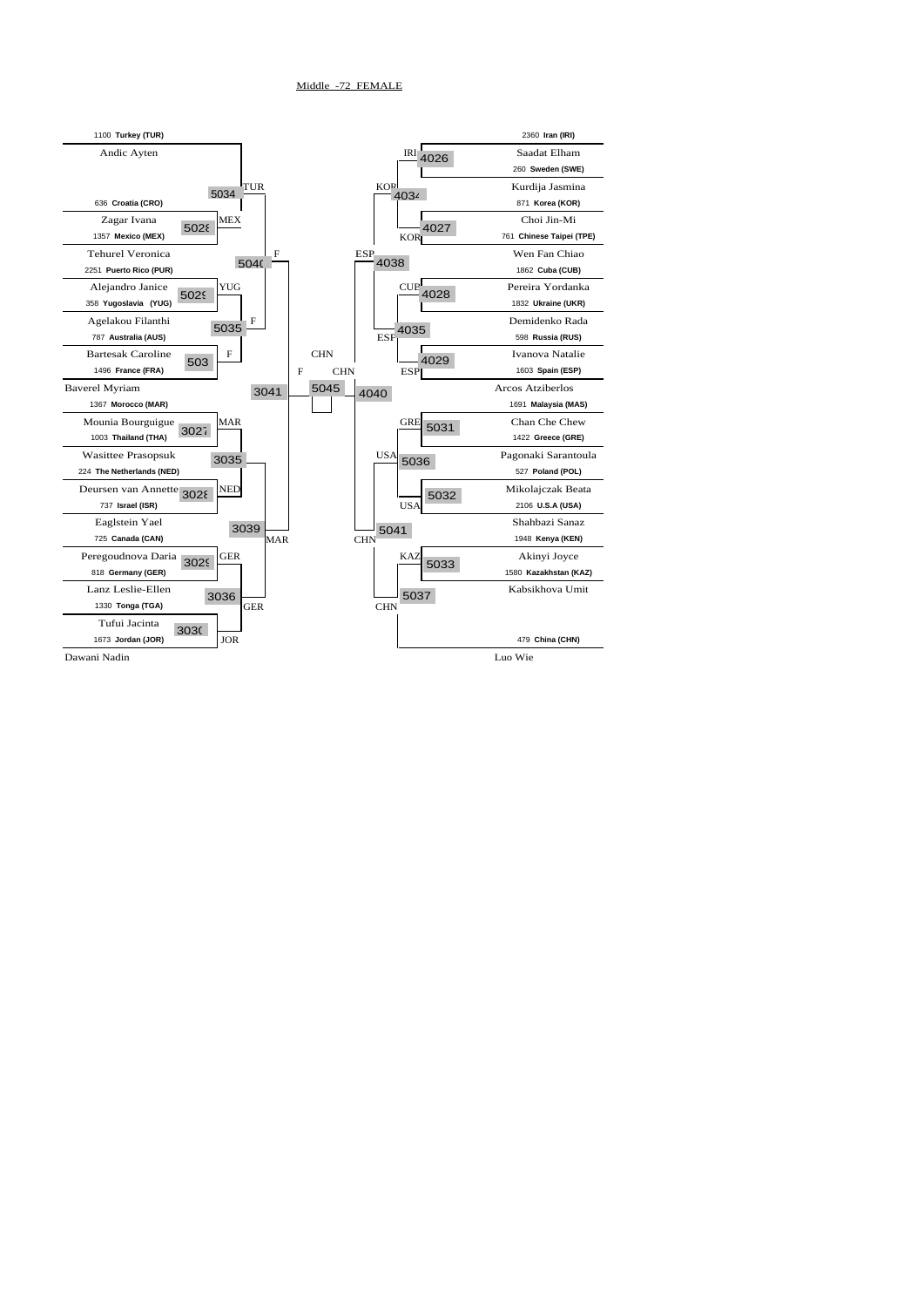Middle -72 FEMALE

| Left bracket | | | | |
|---|---|---|---|---|
| 1100 **Turkey (TUR)** | | | | |
| Andic Ayten | | | | |
| | 5034 | TUR | | |
| 636 **Croatia (CRO)** | | | | |
| Zagar Ivana | 5028 | MEX | | |
| 1357 **Mexico (MEX)** | | | | |
| Tehurel Veronica | | 5040 | F | |
| 2251 **Puerto Rico (PUR)** | | | | |
| Alejandro Janice | 5029 | YUG | | |
| 358 **Yugoslavia (YUG)** | | | | |
| Agelakou Filanthi | 5035 | F | | |
| 787 **Australia (AUS)** | | | | |
| Bartesak Caroline | 503 | F | | |
| 1496 **France (FRA)** | | | | |
| Baverel Myriam | | | 3041 | |
| 1367 **Morocco (MAR)** | | | | |
| Mounia Bourguigue | 3027 | MAR | | |
| 1003 **Thailand (THA)** | | | | |
| Wasittee Prasopsuk | 3035 | | | |
| 224 **The Netherlands (NED)** | | | | |
| Deursen van Annette | 3028 | NED | | |
| 737 **Israel (ISR)** | | | | |
| Eaglstein Yael | | 3039 | MAR | |
| 725 **Canada (CAN)** | | | | |
| Peregoudnova Daria | 3029 | GER | | |
| 818 **Germany (GER)** | | | | |
| Lanz Leslie-Ellen | 3036 | GER | | |
| 1330 **Tonga (TGA)** | | | | |
| Tufui Jacinta | 3030 | JOR | | |
| 1673 **Jordan (JOR)** | | | | |
| Dawani Nadin | | | | |

Final: 5045 — F / CHN — Winner: CHN

| Right bracket | | | | |
|---|---|---|---|---|
| 2360 **Iran (IRI)** | | | | |
| Saadat Elham | 4026 | IRI | | |
| 260 **Sweden (SWE)** | | | | |
| Kurdija Jasmina | | 4034 | KOR | |
| 871 **Korea (KOR)** | | | | |
| Choi Jin-Mi | 4027 | KOR | | |
| 761 **Chinese Taipei (TPE)** | | | | |
| Wen Fan Chiao | | | 4038 | ESP |
| 1862 **Cuba (CUB)** | | | | |
| Pereira Yordanka | 4028 | CUB | | |
| 1832 **Ukraine (UKR)** | | | | |
| Demidenko Rada | | 4035 | ESP | |
| 598 **Russia (RUS)** | | | | |
| Ivanova Natalie | 4029 | ESP | | |
| 1603 **Spain (ESP)** | | | | |
| Arcos Atziberlos | | | | 4040 |
| 1691 **Malaysia (MAS)** | | | | |
| Chan Che Chew | 5031 | GRE | | |
| 1422 **Greece (GRE)** | | | | |
| Pagonaki Sarantoula | | 5036 | USA | |
| 527 **Poland (POL)** | | | | |
| Mikolajczak Beata | 5032 | USA | | |
| 2106 **U.S.A (USA)** | | | | |
| Shahbazi Sanaz | | | 5041 | CHN |
| 1948 **Kenya (KEN)** | | | | |
| Akinyi Joyce | 5033 | KAZ | | |
| 1580 **Kazakhstan (KAZ)** | | | | |
| Kabsikhova Umit | | 5037 | CHN | |
| 479 **China (CHN)** | | | | |
| Luo Wie | | | | |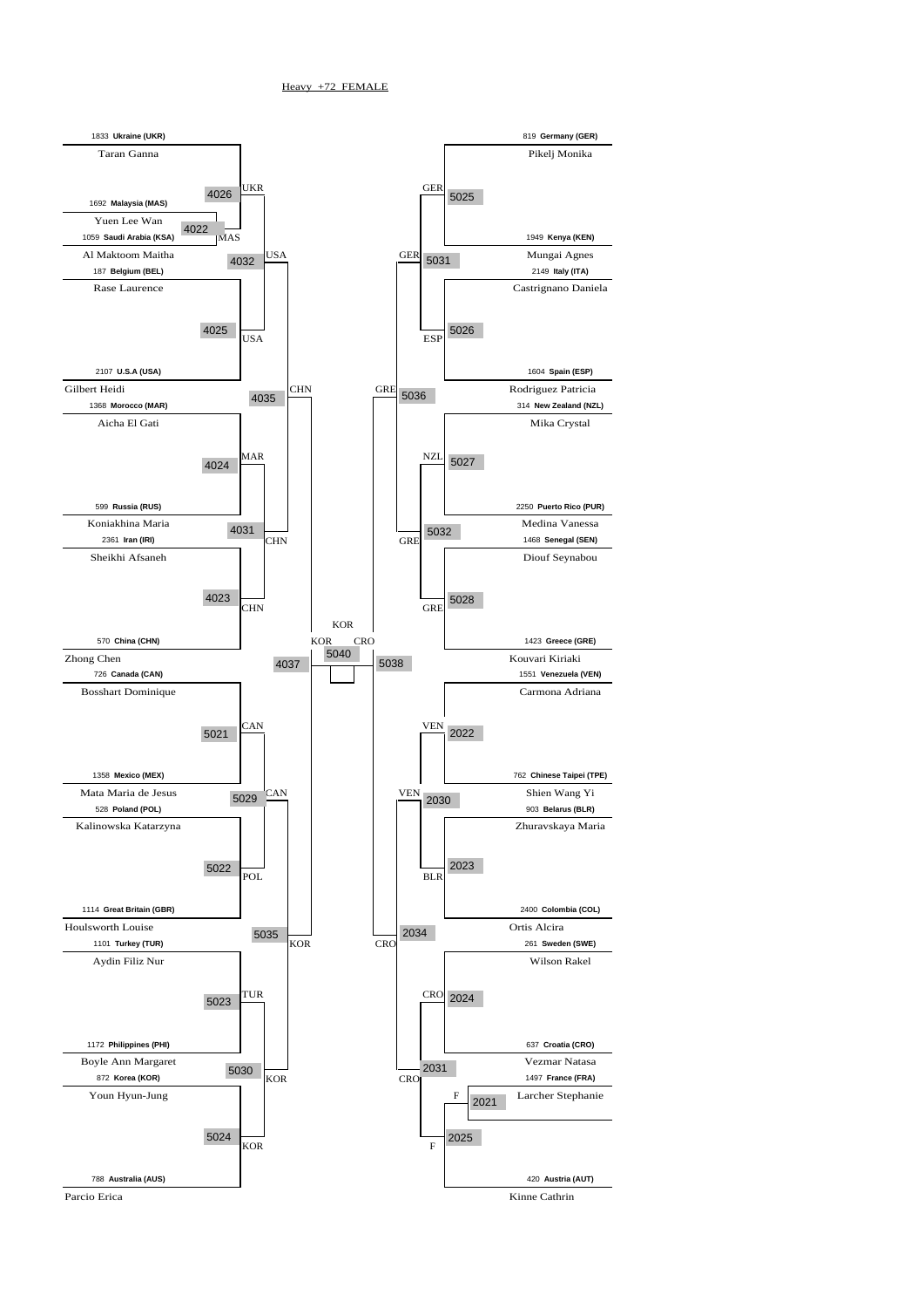Heavy +72 FEMALE

## Left bracket

| Athlete | Country | Match | Winner |
|---|---|---|---|
| Taran Ganna | 1833 Ukraine (UKR) | 4026 | UKR |
| Yuen Lee Wan | 1692 Malaysia (MAS) | 4022 | MAS |
| Al Maktoom Maitha | 1059 Saudi Arabia (KSA) | | |
| Rase Laurence | 187 Belgium (BEL) | 4025 | USA |
| Gilbert Heidi | 2107 U.S.A (USA) | | |
| Aicha El Gati | 1368 Morocco (MAR) | 4024 | MAR |
| Koniakhina Maria | 599 Russia (RUS) | | |
| Sheikhi Afsaneh | 2361 Iran (IRI) | 4023 | CHN |
| Zhong Chen | 570 China (CHN) | | |
| Bosshart Dominique | 726 Canada (CAN) | 5021 | CAN |
| Mata Maria de Jesus | 1358 Mexico (MEX) | | |
| Kalinowska Katarzyna | 528 Poland (POL) | 5022 | POL |
| Houlsworth Louise | 1114 Great Britain (GBR) | | |
| Aydin Filiz Nur | 1101 Turkey (TUR) | 5023 | TUR |
| Boyle Ann Margaret | 1172 Philippines (PHI) | | |
| Youn Hyun-Jung | 872 Korea (KOR) | 5024 | KOR |
| Parcio Erica | 788 Australia (AUS) | | |

- 4032: USA
- 4031: CHN
- 5029: CAN
- 5030: KOR
- 4035: CHN
- 5035: KOR
- 4037: KOR

## Right bracket

| Athlete | Country | Match | Winner |
|---|---|---|---|
| Pikelj Monika | 819 Germany (GER) | 5025 | GER |
| Mungai Agnes | 1949 Kenya (KEN) | | |
| Castrignano Daniela | 2149 Italy (ITA) | 5026 | ESP |
| Rodriguez Patricia | 1604 Spain (ESP) | | |
| Mika Crystal | 314 New Zealand (NZL) | 5027 | NZL |
| Medina Vanessa | 2250 Puerto Rico (PUR) | | |
| Diouf Seynabou | 1468 Senegal (SEN) | 5028 | GRE |
| Kouvari Kiriaki | 1423 Greece (GRE) | | |
| Carmona Adriana | 1551 Venezuela (VEN) | 2022 | VEN |
| Shien Wang Yi | 762 Chinese Taipei (TPE) | | |
| Zhuravskaya Maria | 903 Belarus (BLR) | 2023 | BLR |
| Ortis Alcira | 2400 Colombia (COL) | | |
| Wilson Rakel | 261 Sweden (SWE) | 2024 | CRO |
| Vezmar Natasa | 637 Croatia (CRO) | | |
| Larcher Stephanie | 1497 France (FRA) | 2021 | F |
| Kinne Cathrin | 420 Austria (AUT) | 2025 | F |

- 5031: GER
- 5032: GRE
- 2030: VEN
- 2031: CRO
- 5036: GRE
- 2034: CRO
- 5038: CRO

## Final

5040: KOR – CRO

Winner: KOR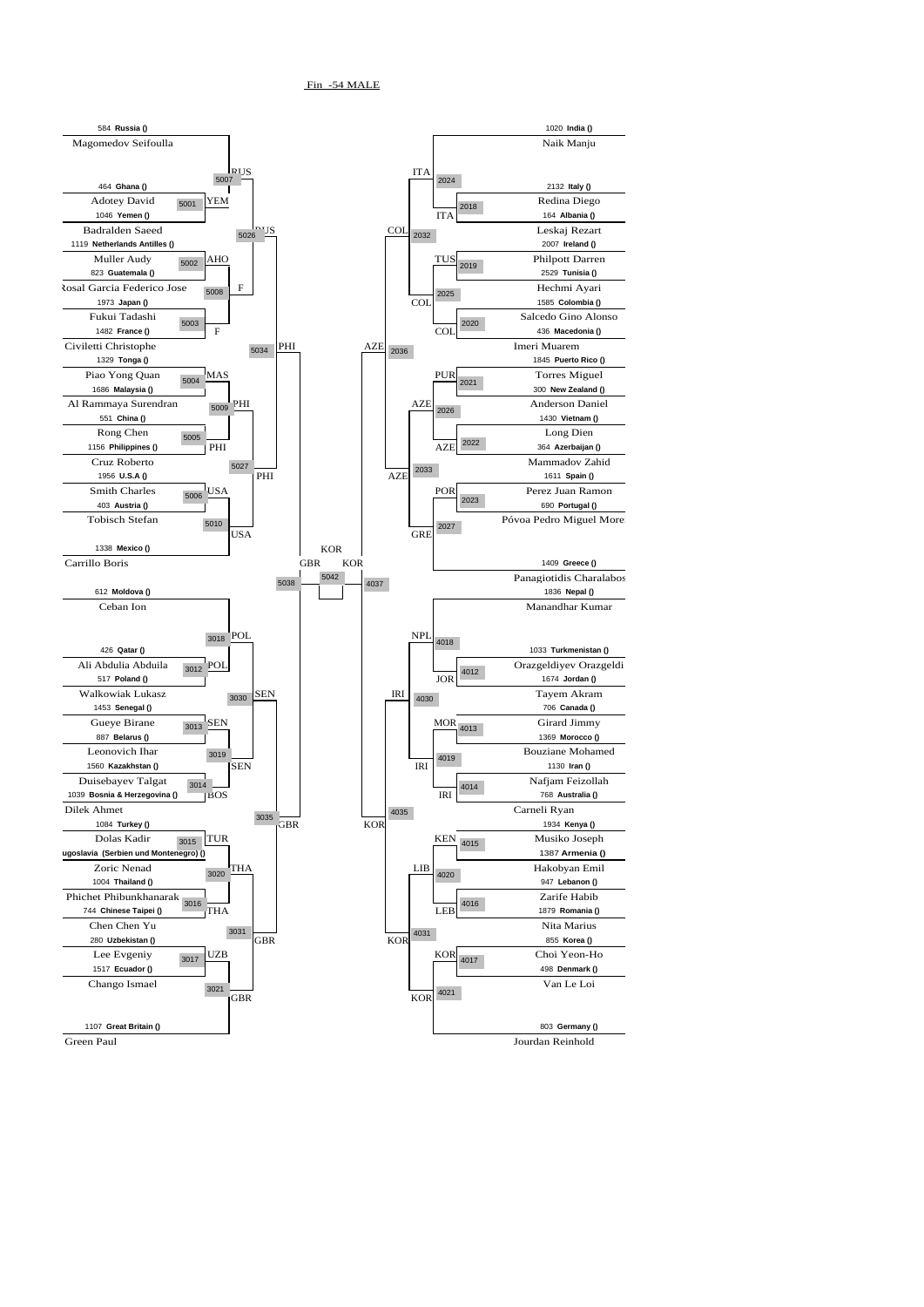Fin -54 MALE

| No. | Country | Name |
|---|---|---|
| 584 | Russia () | Magomedov Seifoulla |
| 464 | Ghana () | Adotey David |
| 1046 | Yemen () | Badralden Saeed |
| 1119 | Netherlands Antilles () | Muller Audy |
| 823 | Guatemala () | Rosal Garcia Federico Jose |
| 1973 | Japan () | Fukui Tadashi |
| 1482 | France () | Civiletti Christophe |
| 1329 | Tonga () | Piao Yong Quan |
| 1686 | Malaysia () | Al Rammaya Surendran |
| 551 | China () | Rong Chen |
| 1156 | Philippines () | Cruz Roberto |
| 1956 | U.S.A () | Smith Charles |
| 403 | Austria () | Tobisch Stefan |
| 1338 | Mexico () | Carrillo Boris |
| 612 | Moldova () | Ceban Ion |
| 426 | Qatar () | Ali Abdulia Abduila |
| 517 | Poland () | Walkowiak Lukasz |
| 1453 | Senegal () | Gueye Birane |
| 887 | Belarus () | Leonovich Ihar |
| 1560 | Kazakhstan () | Duisebayev Talgat |
| 1039 | Bosnia & Herzegovina () | Dilek Ahmet |
| 1084 | Turkey () | Dolas Kadir |
| | Yugoslavia (Serbien und Montenegro) () | Zoric Nenad |
| 1004 | Thailand () | Phichet Phibunkhanarak |
| 744 | Chinese Taipei () | Chen Chen Yu |
| 280 | Uzbekistan () | Lee Evgeniy |
| 1517 | Ecuador () | Chango Ismael |
| 1107 | Great Britain () | Green Paul |
| 1020 | India () | Naik Manju |
| 2132 | Italy () | Redina Diego |
| 164 | Albania () | Leskaj Rezart |
| 2007 | Ireland () | Philpott Darren |
| 2529 | Tunisia () | Hechmi Ayari |
| 1585 | Colombia () | Salcedo Gino Alonso |
| 436 | Macedonia () | Imeri Muarem |
| 1845 | Puerto Rico () | Torres Miguel |
| 300 | New Zealand () | Anderson Daniel |
| 1430 | Vietnam () | Long Dien |
| 364 | Azerbaijan () | Mammadov Zahid |
| 1611 | Spain () | Perez Juan Ramon |
| 690 | Portugal () | Póvoa Pedro Miguel More |
| 1409 | Greece () | Panagiotidis Charalabos |
| 1836 | Nepal () | Manandhar Kumar |
| 1033 | Turkmenistan () | Orazgeldiyev Orazgeldi |
| 1674 | Jordan () | Tayem Akram |
| 706 | Canada () | Girard Jimmy |
| 1369 | Morocco () | Bouziane Mohamed |
| 1130 | Iran () | Nafjam Feizollah |
| 768 | Australia () | Carneli Ryan |
| 1934 | Kenya () | Musiko Joseph |
| 1387 | Armenia () | Hakobyan Emil |
| 947 | Lebanon () | Zarife Habib |
| 1879 | Romania () | Nita Marius |
| 855 | Korea () | Choi Yeon-Ho |
| 498 | Denmark () | Van Le Loi |
| 803 | Germany () | Jourdan Reinhold |

Bouts and winners:

| Bout | Winner |
|---|---|
| 5001 | YEM |
| 5002 | AHO |
| 5003 | F |
| 5004 | MAS |
| 5005 | PHI |
| 5006 | USA |
| 5007 | RUS |
| 5008 | F |
| 5009 | PHI |
| 5010 | USA |
| 5026 | RUS |
| 5027 | PHI |
| 5034 | PHI |
| 5038 | GBR |
| 3012 | POL |
| 3013 | SEN |
| 3014 | BOS |
| 3015 | TUR |
| 3016 | THA |
| 3017 | UZB |
| 3018 | POL |
| 3019 | SEN |
| 3020 | THA |
| 3021 | GBR |
| 3030 | SEN |
| 3031 | GBR |
| 3035 | GBR |
| 2018 | ITA |
| 2019 | TUS |
| 2020 | COL |
| 2021 | PUR |
| 2022 | AZE |
| 2023 | POR |
| 2024 | ITA |
| 2025 | COL |
| 2026 | AZE |
| 2027 | GRE |
| 2032 | COL |
| 2033 | AZE |
| 2036 | AZE |
| 4012 | JOR |
| 4013 | MOR |
| 4014 | IRI |
| 4015 | KEN |
| 4016 | LEB |
| 4017 | KOR |
| 4018 | NPL |
| 4019 | IRI |
| 4020 | LIB |
| 4021 | KOR |
| 4030 | IRI |
| 4031 | KOR |
| 4035 | KOR |
| 4037 | KOR |
| 5042 | KOR |

Final: GBR – KOR, Winner: KOR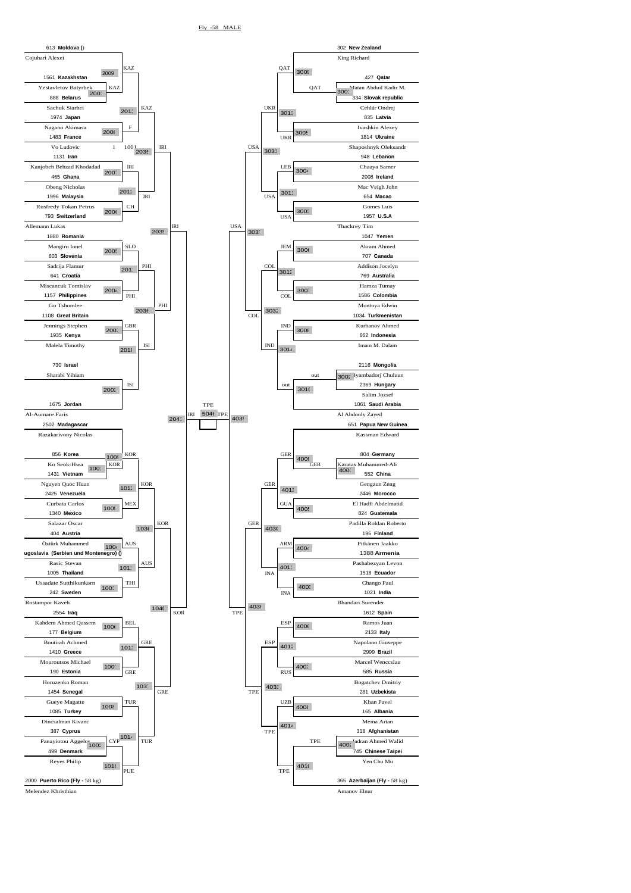Fly -58 MALE

**Left side of bracket**

| Entry | Country | Athlete | Match | Winner |
|---|---|---|---|---|
| 613 | Moldova () | Cojuhari Alexei | | |
| 1561 | Kazakhstan | Yestavletov Batyrbek | 2009 | KAZ |
| 888 | Belarus | Sachuk Siarhei | 2001 | KAZ |
| 1974 | Japan | Nagano Akimasa | 2013 | KAZ |
| 1483 | France | Vo Ludovic | 2008 | F |
| 1131 | Iran | Kanjobeh Behzad Khodadad | 1001 / 2035 | IRI |
| 465 | Ghana | Obeng Nicholas | 2007 | IRI |
| 1996 | Malaysia | Rusfredy Tokan Petrus | 2012 | IRI |
| 793 | Switzerland | Allemann Lukas | 2006 | CH |
| 1880 | Romania | Mangiru Ionel | 2039 | IRI |
| 603 | Slovenia | Sadrija Flamur | 2005 | SLO |
| 641 | Croatia | Miscancuk Tomislav | 2011 | PHI |
| 1157 | Philippines | Go Tshomlee | 2004 | PHI |
| 1108 | Great Britain | Jennings Stephen | 2036 | PHI |
| 1935 | Kenya | Malela Timothy | 2003 | GBR |
| 730 | Israel | Sharabi Yihiam | 2010 | ISI |
| 1675 | Jordan | Al-Aumare Faris | 2002 | ISI |
| 2502 | Madagascar | Razakarivony Nicolas | 2042 | IRI |
| 856 | Korea | Ko Seok-Hwa | 1009 | KOR |
| 1431 | Vietnam | Nguyen Quoc Huan | 1001 | KOR |
| 2425 | Venezuela | Curbata Carlos | 1012 | KOR |
| 1340 | Mexico | Salazar Oscar | 1005 | MEX |
| 404 | Austria | Öztürk Muhammed | 1036 | KOR |
| ugoslavia (Serbien und Montenegro) () | | Rasic Stevan | 1004 | AUS |
| 1005 | Thailand | Ussadate Sutthikunkarn | 1011 | AUS |
| 242 | Sweden | Rostampor Kaveh | 1003 | THI |
| 2554 | Iraq | Kahdem Ahmed Qassem | 1040 | KOR |
| 177 | Belgium | Boutirah Achmed | 1006 | BEL |
| 1410 | Greece | Mouroutsos Michael | 1013 | GRE |
| 190 | Estonia | Horuzenko Roman | 1007 | GRE |
| 1454 | Senegal | Gueye Magatte | 1037 | GRE |
| 1085 | Turkey | Dincsalman Kivanc | 1008 | TUR |
| 387 | Cyprus | Panayiotou Aggelos | 1014 | TUR |
| 499 | Denmark | Reyes Philip | 1002 | CYP |
| 2000 | Puerto Rico (Fly - 58 kg) | Melendez Khristhian | 1010 | PUE |

**Right side of bracket**

| Entry | Country | Athlete | Match | Winner |
|---|---|---|---|---|
| 302 | New Zealand | King Richard | 3009 | QAT |
| 427 | Qatar | Matan Abduil Kadir M. | 3001 | QAT |
| 334 | Slovak republic | Cehlár Ondrej | 3013 | UKR |
| 835 | Latvia | Ivashkin Alexey | 3005 | UKR |
| 1814 | Ukraine | Shaposhnyk Oleksandr | 3035 | USA |
| 948 | Lebanon | Chaaya Samer | 3004 | LEB |
| 2008 | Ireland | Mac Veigh John | 3012 | USA |
| 654 | Macao | Gomes Luis | 3003 | USA |
| 1957 | U.S.A | Thackrey Tim | 3037 | USA |
| 1047 | Yemen | Akram Ahmed | 3006 | JEM |
| 707 | Canada | Addison Jocelyn | 3012 | COL |
| 769 | Australia | Hamza Tumay | 3007 | COL |
| 1586 | Colombia | Montoya Edwin | 3032 | COL |
| 1034 | Turkmenistan | Kurbanov Ahmed | 3008 | IND |
| 662 | Indonesia | Imam M. Dalam | 3014 | IND |
| 2116 | Mongolia | Byambadorj Chuluun | 3002 | out |
| 2369 | Hungary | Salim Jozsef | 3010 | out |
| 1061 | Saudi Arabia | Al Abdooly Zayed | 4039 | TPE |
| 651 | Papua New Guinea | Kassman Edward | | |
| 804 | Germany | Karatas Muhammed-Ali | 4009 | GER |
| 552 | China | Gengzun Zeng | 4001 | GER |
| 2446 | Morocco | El Hadfi Abdelmatid | 4013 | GER |
| 824 | Guatemala | Padilla Roldan Roberto | 4005 | GUA |
| 196 | Finland | Pitkänen Jaakko | 4036 | GER |
| 1388 | Armenia | Pashabezyan Levon | 4004 | ARM |
| 1518 | Ecuador | Chango Paul | 4011 | INA |
| 1021 | India | Bhandari Surender | 4003 | INA |
| 1612 | Spain | Ramos Juan | 4030 | TPE |
| 2133 | Italy | Napolano Giuseppe | 4006 | ESP |
| 2999 | Brazil | Marcel Wenccslau | 4012 | ESP |
| 585 | Russia | Bogatchev Dmitriy | 4007 | RUS |
| 281 | Uzbekista | Khan Pavel | 4031 | TPE |
| 165 | Albania | Mema Artan | 4008 | UZB |
| 318 | Afghanistan | Jadran Ahmed Walid | 4014 | TPE |
| 745 | Chinese Taipei | Yen Chu Mu | 4002 | TPE |
| 365 | Azerbaijan (Fly - 58 kg) | Amanov Elnur | 4010 | TPE |

Final: 5040 — IRI vs TPE — Winner: TPE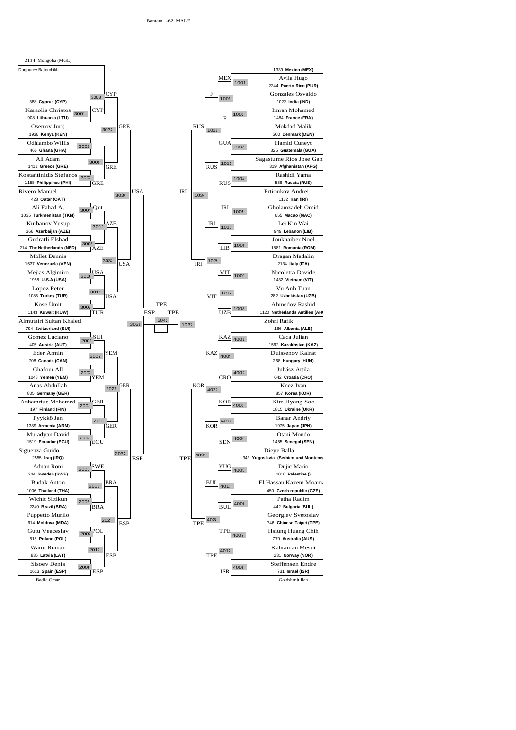Bantam -62 MALE

## Left side

2114 Mongolia (MGL)
Dorjpurev Batorchikh

| Athlete | Country | Match | Winner |
|---|---|---|---|
| Dorjpurev Batorchikh | 2114 Mongolia (MGL) | 3008 | CYP |
| Karaolis Christos | 388 Cyprus (CYP) | 3001 | CYP |
| Osetrov Jurij | 908 Lithuania (LTU) | | |
| Odhiambo Willis | 1936 Kenya (KEN) | 3002 | |
| Ali Adam | 466 Ghana (GHA) | 3009 | GRE |
| Kostantinidis Stefanos | 1411 Greece (GRE) | 3003 | GRE |
| Rivero Manuel | 1158 Philippines (PHI) | | |
| Ali Fahad A. | 428 Qatar (QAT) | 3004 | Qat |
| Kurbanov Yusup | 1035 Turkmenistan (TKM) | 3010 | AZE |
| Gudratli Elshad | 366 Azerbaijan (AZE) | 3005 | AZE |
| Mollet Dennis | 214 The Netherlands (NED) | | |
| Mejias Algimiro | 1537 Venezuela (VEN) | 3006 | USA |
| Lopez Peter | 1958 U.S.A (USA) | 3011 | USA |
| Köse Ümit | 1086 Turkey (TUR) | 3007 | TUR |
| Almutairi Sultan Khaled | 1143 Kuwait (KUW) | | |
| Gomez Luciano | 794 Switzerland (SUI) | 2001 | SUI |
| Eder Armin | 405 Austria (AUT) | 2009 | YEM |
| Ghafour All | 708 Canada (CAN) | 2002 | YEM |
| Anas Abdullah | 1048 Yemen (YEM) | | |
| Azhamriue Mohamed | 805 Germany (GER) | 2003 | GER |
| Pyykkö Jan | 197 Finland (FIN) | 2010 | GER |
| Muradyan David | 1389 Armenia (ARM) | 2004 | ECU |
| Siguenza Guido | 1519 Ecuador (ECU) | | |
| Adnan Roni | 2555 Iraq (IRQ) | 2005 | SWE |
| Budak Anton | 244 Sweden (SWE) | 2011 | BRA |
| Wichit Sittikun | 1006 Thailand (THA) | 2006 | BRA |
| Puppetto Murilo | 2240 Brazil (BRA) | | |
| Gutu Veaceslav | 614 Moldova (MDA) | 2007 | POL |
| Warot Roman | 518 Poland (POL) | 2012 | ESP |
| Sisoev Denis | 836 Latvia (LAT) | 2008 | ESP |
| Badia Omar | 1613 Spain (ESP) | | |

Later rounds (left): 3032 GRE; 3036 USA; 3033 USA; 2026 GER; 2032 ESP; 2027 ESP; 3038 ESP

Final: 5042 TPE (ESP vs TPE)

## Right side

| Athlete | Country | Match | Winner |
|---|---|---|---|
| Avila Hugo | 1339 Mexico (MEX) | 1001 | MEX |
| Gonzales Osvaldo | 2244 Puerto Rico (PUR) | 1009 | F |
| Imran Mohamed | 1022 India (IND) | 1002 | F |
| Mokdad Malik | 1484 France (FRA) | | |
| Hamid Cuneyt | 500 Denmark (DEN) | 1003 | GUA |
| Sagastume Rios Jose Gab | 825 Guatemala (GUA) | 1010 | RUS |
| Rashidi Yama | 319 Afghanistan (AFG) | 1004 | RUS |
| Prtioukov Andrei | 586 Russia (RUS) | | |
| Gholamzadeh Omid | 1132 Iran (IRI) | 1005 | IRI |
| Lei Kin Wai | 655 Macao (MAC) | 1011 | IRI |
| Joukhaiber Noel | 949 Lebanon (LIB) | 1006 | LIB |
| Dragan Madalin | 1881 Romania (ROM) | | |
| Nicoletta Davide | 2134 Italy (ITA) | 1007 | VIT |
| Vu Anh Tuan | 1432 Vietnam (VIT) | 1012 | VIT |
| Ahmedov Rashid | 282 Uzbekistan (UZB) | 1008 | UZB |
| Zohri Rafik | 1120 Netherlands Antilles (AHO) | | |
| Caca Julian | 166 Albania (ALB) | 4001 | KAZ |
| Duissenov Kairat | 1562 Kazakhstan (KAZ) | 4009 | KAZ |
| Juhász Attila | 268 Hungary (HUN) | 4002 | CRO |
| Knez Ivan | 642 Croatia (CRO) | | |
| Kim Hyang-Soo | 857 Korea (KOR) | 4003 | KOR |
| Banar Andriy | 1815 Ukraine (UKR) | 4010 | KOR |
| Otani Mondo | 1975 Japan (JPN) | 4004 | SEN |
| Dieye Balla | 1455 Senegal (SEN) | | |
| Dujic Mario | 343 Yugoslavia (Serbien und Montenegro) | 4005 | YUG |
| El Hassan Kazem Moama | 1010 Palestine () | 4011 | BUL |
| Patha Radim | 450 Czech republic (CZE) | 4006 | BUL |
| Georgiev Svetoslav | 442 Bulgaria (BUL) | | |
| Hsiung Huang Chih | 746 Chinese Taipei (TPE) | 4007 | TPE |
| Kahraman Mesut | 770 Australia (AUS) | 4012 | TPE |
| Steffensen Endre | 231 Norway (NOR) | 4008 | ISR |
| Goldshmit Ilan | 731 Israel (ISR) | | |

Later rounds (right): 1028 RUS; 1034 IRI; 1029 IRI; 4027 KOR; 4033 TPE; 4028 TPE; 1037 TPE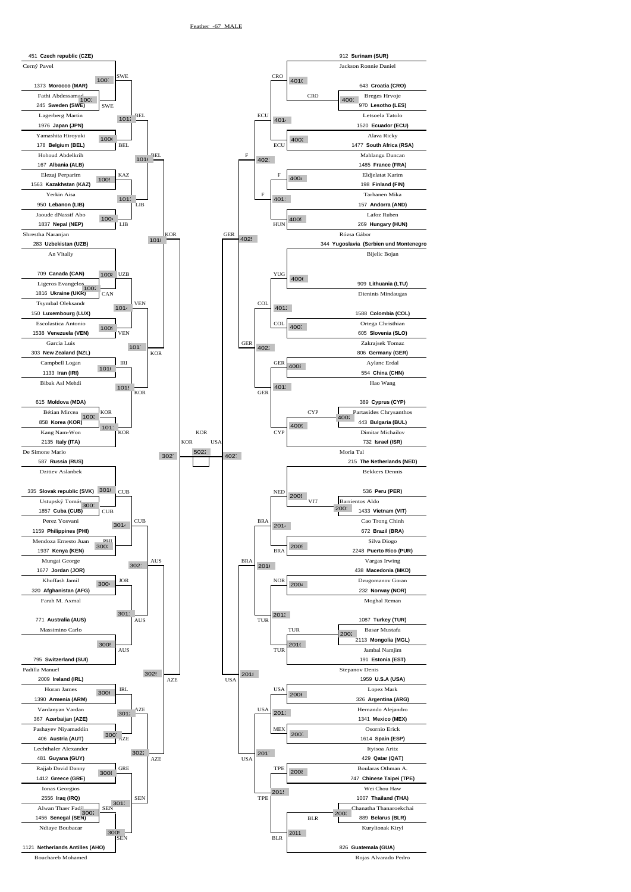Feather -67 MALE

## Final

KOR vs USA — Match 502? — Winner: **KOR**

## Semi-finals

- Match 302? — KOR vs AZE — Winner: KOR
- Match 402? — GER vs USA — Winner: USA

## Upper left bracket

| No. | Country | Athlete |
|---|---|---|
| 451 | **Czech republic (CZE)** | Cerný Pavel |
| 1373 | **Morocco (MAR)** | Fathi Abdessamad |
| 245 | **Sweden (SWE)** | Lagerberg Martin |
| 1976 | **Japan (JPN)** | Yamashita Hiroyuki |
| 178 | **Belgium (BEL)** | Hohoud Abdelkrih |
| 167 | **Albania (ALB)** | Elezaj Perparim |
| 1563 | **Kazakhstan (KAZ)** | Yerkin Aisa |
| 950 | **Lebanon (LIB)** | Jaoude dNassif Abo |
| 1837 | **Nepal (NEP)** | Shrestha Naranjan |
| 283 | **Uzbekistan (UZB)** | An Vitaliy |
| 709 | **Canada (CAN)** | Ligeros Evangelos |
| 1816 | **Ukraine (UKR)** | Tsymbal Oleksandr |
| 150 | **Luxembourg (LUX)** | Escolastica Antonio |
| 1538 | **Venezuela (VEN)** | Garcia Luis |
| 303 | **New Zealand (NZL)** | Campbell Logan |
| 1133 | **Iran (IRI)** | Bibak Asl Mehdi |
| 615 | **Moldova (MDA)** | Bétian Mircea |
| 858 | **Korea (KOR)** | Kang Nam-Won |
| 2135 | **Italy (ITA)** | De Simone Mario |

Winners by round: SWE, SWE, BEL, BEL, KAZ, LIB, LIB, UZB, CAN, VEN, VEN, IRI, KOR, KOR; BEL, LIB, VEN, KOR; BEL, KOR; KOR

## Lower left bracket

| No. | Country | Athlete |
|---|---|---|
| 587 | **Russia (RUS)** | Dzitiev Aslanbek |
| 335 | **Slovak republic (SVK)** | Ustupský Tomáš |
| 1857 | **Cuba (CUB)** | Perez Yosvani |
| 1159 | **Philippines (PHI)** | Mendoza Ernesto Juan |
| 1937 | **Kenya (KEN)** | Mungai George |
| 1677 | **Jordan (JOR)** | Khuffash Jamil |
| 320 | **Afghanistan (AFG)** | Farah M. Axmal |
| 771 | **Australia (AUS)** | Massimino Carlo |
| 795 | **Switzerland (SUI)** | Padilla Manuel |
| 2009 | **Ireland (IRL)** | Horan James |
| 1390 | **Armenia (ARM)** | Vardanyan Vardan |
| 367 | **Azerbaijan (AZE)** | Pashayev Niyamaddin |
| 406 | **Austria (AUT)** | Lechthaler Alexander |
| 481 | **Guyana (GUY)** | Rajjab David Danny |
| 1412 | **Greece (GRE)** | Ionas Georgios |
| 2556 | **Iraq (IRQ)** | Alwan Thaer Fadhl |
| 1456 | **Senegal (SEN)** | Ndiaye Boubacar |
| 1121 | **Netherlands Antilles (AHO)** | Bouchareb Mohamed |

Winners by round: CUB, CUB, PHI, JOR, AUS, IRL, AZE, GRE, SEN, SEN; CUB, AUS, AZE, SEN; AUS, AZE; AZE

## Upper right bracket

| No. | Country | Athlete |
|---|---|---|
| 912 | **Surinam (SUR)** | Jackson Ronnie Daniel |
| 643 | **Croatia (CRO)** | Breges Hrvoje |
| 970 | **Lesotho (LES)** | Letsoela Tatolo |
| 1520 | **Ecuador (ECU)** | Alava Ricky |
| 1477 | **South Africa (RSA)** | Mahlangu Duncan |
| 1485 | **France (FRA)** | Eldjelatat Karim |
| 198 | **Finland (FIN)** | Tarhanen Mika |
| 157 | **Andorra (AND)** | Lafoz Ruben |
| 269 | **Hungary (HUN)** | Rózsa Gábor |
| 344 | **Yugoslavia (Serbien und Montenegro)** | Bijelic Bojan |
| 909 | **Lithuania (LTU)** | Dieninis Mindaugas |
| 1588 | **Colombia (COL)** | Ortega Christhian |
| 605 | **Slovenia (SLO)** | Zakrajsek Tomaz |
| 806 | **Germany (GER)** | Aylanc Erdal |
| 554 | **China (CHN)** | Hao Wang |
| 389 | **Cyprus (CYP)** | Partasides Chrysanthos |
| 443 | **Bulgaria (BUL)** | Dimitar Michailov |
| 732 | **Israel (ISR)** | Moria Tal |

Winners by round: CRO, CRO, ECU, F, F, HUN, YUG, COL, GER, CYP, CYP; ECU, F, COL, GER; F, GER; GER

## Lower right bracket

| No. | Country | Athlete |
|---|---|---|
| 215 | **The Netherlands (NED)** | Bekkers Dennis |
| 536 | **Peru (PER)** | Barrientos Aldo |
| 1433 | **Vietnam (VIT)** | Cao Trong Chinh |
| 672 | **Brazil (BRA)** | Silva Diogo |
| 2248 | **Puerto Rico (PUR)** | Vargas Irwing |
| 438 | **Macedonia (MKD)** | Dzugomanov Goran |
| 232 | **Norway (NOR)** | Moghal Reman |
| 1087 | **Turkey (TUR)** | Basar Mustafa |
| 2113 | **Mongolia (MGL)** | Jambal Namjim |
| 191 | **Estonia (EST)** | Stepanov Denis |
| 1959 | **U.S.A (USA)** | Lopez Mark |
| 326 | **Argentina (ARG)** | Hernando Alejandro |
| 1341 | **Mexico (MEX)** | Osornio Erick |
| 1614 | **Spain (ESP)** | Ityisoa Aritz |
| 429 | **Qatar (QAT)** | Boularas Othman A. |
| 747 | **Chinese Taipei (TPE)** | Wei Chou Haw |
| 1007 | **Thailand (THA)** | Chanatha Thanaroekchai |
| 889 | **Belarus (BLR)** | Kurylionak Kiryl |
| 826 | **Guatemala (GUA)** | Rojas Alvarado Pedro |

Winners by round: VIT, NED, BRA, NOR, TUR, TUR, USA, MEX, TPE, BLR, BLR; BRA, TUR, USA, TPE; BRA, USA; USA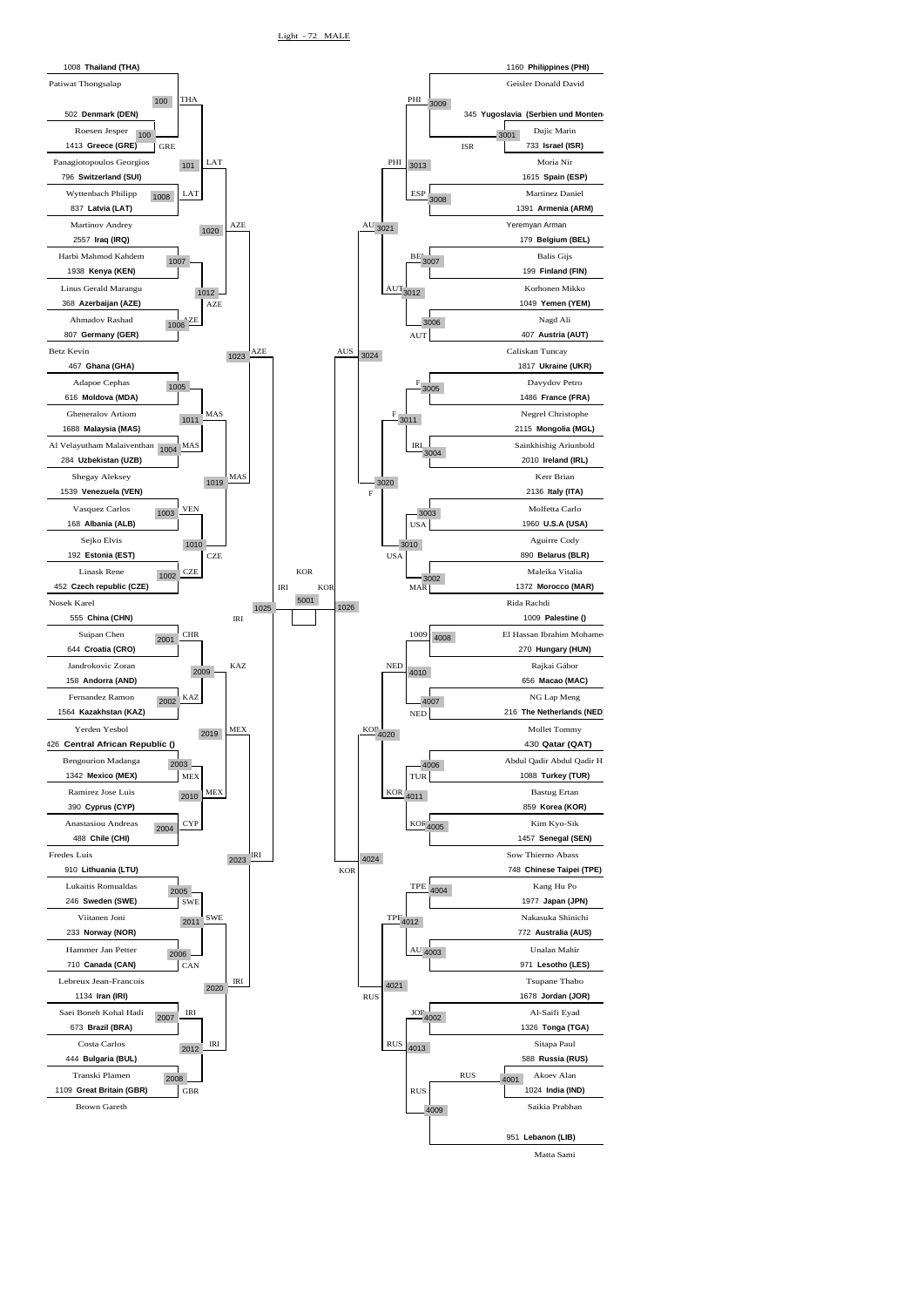Light - 72 MALE

**Left bracket (top half)**

| Entry | Name |
|---|---|
| 1008 Thailand (THA) | Patiwat Thongsalap |
| 502 Denmark (DEN) | Roesen Jesper |
| 1413 Greece (GRE) | Panagiotopoulos Georgios |
| 796 Switzerland (SUI) | Wyttenbach Philipp |
| 837 Latvia (LAT) | Martinov Andrey |
| 2557 Iraq (IRQ) | Harbi Mahmod Kahdem |
| 1938 Kenya (KEN) | Linus Gerald Marangu |
| 368 Azerbaijan (AZE) | Ahmadov Rashad |
| 807 Germany (GER) | Betz Kevin |
| 467 Ghana (GHA) | Adapoe Cephas |
| 616 Moldova (MDA) | Gheneralov Artiom |
| 1688 Malaysia (MAS) | Al Velayutham Malaiventhan |
| 284 Uzbekistan (UZB) | Shegay Aleksey |
| 1539 Venezuela (VEN) | Vasquez Carlos |
| 168 Albania (ALB) | Sejko Elvis |
| 192 Estonia (EST) | Linask Rene |
| 452 Czech republic (CZE) | Nosek Karel |

Matches: 100 THA, 100 GRE, 101 LAT, 1008 LAT, 1020 AZE, 1007, 1012 AZE, 1006 AZE, 1023 AZE, 1005, 1011 MAS, 1004 MAS, 1019 MAS, 1003 VEN, 1010 CZE, 1002 CZE, 1025 IRI

**Left bracket (bottom half)**

| Entry | Name |
|---|---|
| 555 China (CHN) | Suipan Chen |
| 644 Croatia (CRO) | Jandrokovic Zoran |
| 158 Andorra (AND) | Fernandez Ramon |
| 1564 Kazakhstan (KAZ) | Yerden Yesbol |
| 426 Central African Republic () | Bengourion Madanga |
| 1342 Mexico (MEX) | Ramirez Jose Luis |
| 390 Cyprus (CYP) | Anastasiou Andreas |
| 488 Chile (CHI) | Fredes Luis |
| 910 Lithuania (LTU) | Lukaitis Romualdas |
| 246 Sweden (SWE) | Viitanen Joni |
| 233 Norway (NOR) | Hammer Jan Petter |
| 710 Canada (CAN) | Lebreux Jean-Francois |
| 1134 Iran (IRI) | Saei Boneh Kohal Hadi |
| 673 Brazil (BRA) | Costa Carlos |
| 444 Bulgaria (BUL) | Transki Plamen |
| 1109 Great Britain (GBR) | Brown Gareth |

Matches: 2001 CHR, 2009 KAZ, 2002 KAZ, 2019 MEX, 2003 MEX, 2010 MEX, 2004 CYP, 2023 IRI, 2005 SWE, 2011 SWE, 2006 CAN, 2020 IRI, 2007 IRI, 2012 IRI, 2008 GBR

**Right bracket (top half)**

| Entry | Name |
|---|---|
| 1160 Philippines (PHI) | Geisler Donald David |
| 345 Yugoslavia (Serbien und Montenegro) | Dujic Marin |
| 733 Israel (ISR) | Moria Nir |
| 1615 Spain (ESP) | Martinez Daniel |
| 1391 Armenia (ARM) | Yeremyan Arman |
| 179 Belgium (BEL) | Balis Gijs |
| 199 Finland (FIN) | Korhonen Mikko |
| 1049 Yemen (YEM) | Nagd Ali |
| 407 Austria (AUT) | Caliskan Tuncay |
| 1817 Ukraine (UKR) | Davydov Petro |
| 1486 France (FRA) | Negrel Christophe |
| 2115 Mongolia (MGL) | Sainkhishig Ariunbold |
| 2010 Ireland (IRL) | Kerr Brian |
| 2136 Italy (ITA) | Molfetta Carlo |
| 1960 U.S.A (USA) | Aguirre Cody |
| 890 Belarus (BLR) | Maleika Vitalia |
| 1372 Morocco (MAR) | Rida Rachdi |

Matches: 3009 PHI, 3001 ISR, 3013 PHI, 3008 ESP, 3021 AUS, 3007 BEL, 3012 AUT, 3006 AUT, 3024 AUS, 3005 F, 3011 F, 3004 IRL, 3020 F, 3003 USA, 3010 USA, 3002 MAR, 1026 KOR

**Right bracket (bottom half)**

| Entry | Name |
|---|---|
| 1009 Palestine () | El Hassan Ibrahim Mohamed |
| 270 Hungary (HUN) | Rajkai Gábor |
| 656 Macao (MAC) | NG Lap Meng |
| 216 The Netherlands (NED) | Mollet Tommy |
| 430 Qatar (QAT) | Abdul Qadir Abdul Qadir H |
| 1088 Turkey (TUR) | Bastug Ertan |
| 859 Korea (KOR) | Kim Kyo-Sik |
| 1457 Senegal (SEN) | Sow Thierno Abass |
| 748 Chinese Taipei (TPE) | Kang Hu Po |
| 1977 Japan (JPN) | Nakasuka Shinichi |
| 772 Australia (AUS) | Unalan Mahir |
| 971 Lesotho (LES) | Tsupane Thabo |
| 1678 Jordan (JOR) | Al-Saifi Eyad |
| 1326 Tonga (TGA) | Sitapa Paul |
| 588 Russia (RUS) | Akoev Alan |
| 1024 India (IND) | Saikia Prabhan |
| 951 Lebanon (LIB) | Matta Sami |

Matches: 4008 1009, 4010 NED, 4007 NED, 4020 KOR, 4006 TUR, 4011 KOR, 4005 KOR, 4024 KOR, 4004 TPE, 4012 TPE, 4003 AUS, 4021 RUS, 4002 JOR, 4013 RUS, 4001 RUS, 4009 RUS

**Final:** 5001 KOR (IRI vs KOR)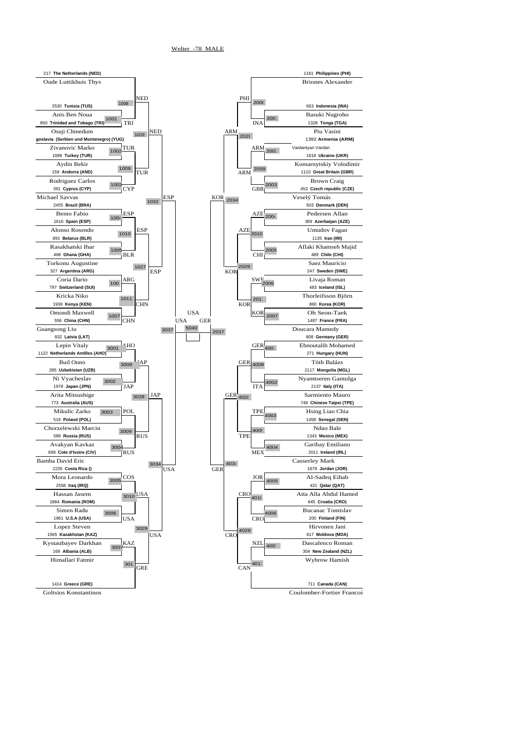Welter -78 MALE

**Left side**

| No. | Country | Athlete | Match | Winner |
|---|---|---|---|---|
| 217 | The Netherlands (NED) | Oude Luttikhuis Thys | 1008 | NED |
| 2530 | Tunisia (TUS) | Anis Ben Noua | 1001 | TRI |
| 850 | Trinidad and Tobago (TRI) | Osuji Chinedum | 102( | NED |
| | goslavia (Serbien und Montenegro) (YUG) | Zivanovic Marko | 1002 | TUR |
| 1089 | Turkey (TUR) | Aydin Bekir | 1009 | TUR |
| 159 | Andorra (AND) | Rodriguez Carlos | 1003 | CYP |
| 391 | Cyprus (CYP) | Michael Savvas | 1032 | ESP |
| 2455 | Brazil (BRA) | Bento Fabio | 100( | ESP |
| 1616 | Spain (ESP) | Alonso Rosendo | 1010 | ESP |
| 891 | Belarus (BLR) | Rasakhatski Ihar | 1005 | BLR |
| 468 | Ghana (GHA) | Torkonu Augustine | 1027 | ESP |
| 327 | Argentina (ARG) | Coria Dario | 100 | ARG |
| 797 | Switzerland (SUI) | Kricka Niko | 1011 | CHN |
| 1939 | Kenya (KEN) | Omondi Maxwell | 1007 | CHN |
| 556 | China (CHN) | Guangsong Liu | 3037 | USA |
| 832 | Latvia (LAT) | Lepin Vitaly | 3001 | AHO |
| 1122 | Netherlands Antilles (AHO) | Buil Onno | 3008 | JAP |
| 285 | Uzbekistan (UZB) | Ni Vyacheslav | 3002 | JAP |
| 1978 | Japan (JPN) | Arita Mitsushige | 3028 | JAP |
| 773 | Australia (AUS) | Mikulic Zarko | 3003 | POL |
| 519 | Poland (POL) | Chorzelewski Marcin | 3009 | RUS |
| 589 | Russia (RUS) | Avakyan Kavkaz | 3004 | RUS |
| 698 | Cote d'Ivoire (CIV) | Bamba David Eric | 3034 | USA |
| 2235 | Costa Rica () | Mora Leonardo | 3005 | COS |
| 2558 | Iraq (IRQ) | Hassan Jasem | 3010 | USA |
| 1884 | Romania (ROM) | Simen Radu | 3006 | USA |
| 1961 | U.S.A (USA) | Lopez Steven | 3029 | USA |
| 1565 | Kazakhstan (KAZ) | Kystaubayev Darkhan | 3007 | KAZ |
| 169 | Albania (ALB) | Himallari Fatmir | 301 | GRE |
| 1414 | Greece (GRE) | Goltsios Konstantinos | | |

**Right side**

| No. | Country | Athlete | Match | Winner |
|---|---|---|---|---|
| 1161 | Philippines (PHI) | Briones Alexander | 2008 | PHI |
| 663 | Indonesia (INA) | Basuki Nugroho | 200 | INA |
| 1328 | Tonga (TGA) | Piu Vasini | 2028 | ARM |
| 1392 | Armenia (ARM) | Vardaniyan Vardan | 2002 | ARM |
| 1818 | Ukraine (UKR) | Komarnytskiy Volodimir | 2009 | ARM |
| 1110 | Great Britain (GBR) | Brown Craig | 2003 | GBR |
| 453 | Czech republic (CZE) | Veselý Tomás | 2034 | KOR |
| 503 | Denmark (DEN) | Pedersen Allan | 200( | AZE |
| 369 | Azerbaijan (AZE) | Umudov Fagan | 2010 | AZE |
| 1135 | Iran (IRI) | Aflaki Khamseh Majid | 2005 | CHI |
| 489 | Chile (CHI) | Saez Mauricio | 2029 | KOR |
| 247 | Sweden (SWE) | Livaja Roman | 2006 | SWE |
| 483 | Iceland (ISL) | Thorleifsson Björn | 201 | KOR |
| 860 | Korea (KOR) | Oh Seon-Taek | 2007 | KOR |
| 1487 | France (FRA) | Doucara Mamedy | 2037 | GER |
| 808 | Germany (GER) | Ebnoutalib Mohamed | 400 | GER |
| 271 | Hungary (HUN) | Tóth Balázs | 4008 | GER |
| 2117 | Mongolia (MGL) | Nyamtseren Gantulga | 4002 | ITA |
| 2137 | Italy (ITA) | Sarmiento Mauro | 402( | GER |
| 749 | Chinese Taipei (TPE) | Hsing Liao Chia | 4003 | TPE |
| 1458 | Senegal (SEN) | Ndao Bale | 400( | TPE |
| 1343 | Mexico (MEX) | Garibay Emiliano | 4004 | MEX |
| 2011 | Ireland (IRL) | Casserley Mark | 403( | GER |
| 1679 | Jordan (JOR) | Al-Sadeq Eihab | 4005 | JOR |
| 431 | Qatar (QAT) | Atta Alla Abdul Hamed | 401( | CRO |
| 645 | Croatia (CRO) | Bucanac Tomislav | 4006 | CRO |
| 200 | Finland (FIN) | Hirvonen Jani | 4029 | CRO |
| 617 | Moldova (MDA) | Dascalenco Roman | 400 | NZL |
| 304 | New Zealand (NZL) | Wybrow Hamish | 401 | CAN |
| 711 | Canada (CAN) | Coulomber-Fortier Francoi | | |

**Final**

USA – GER: 5040 – USA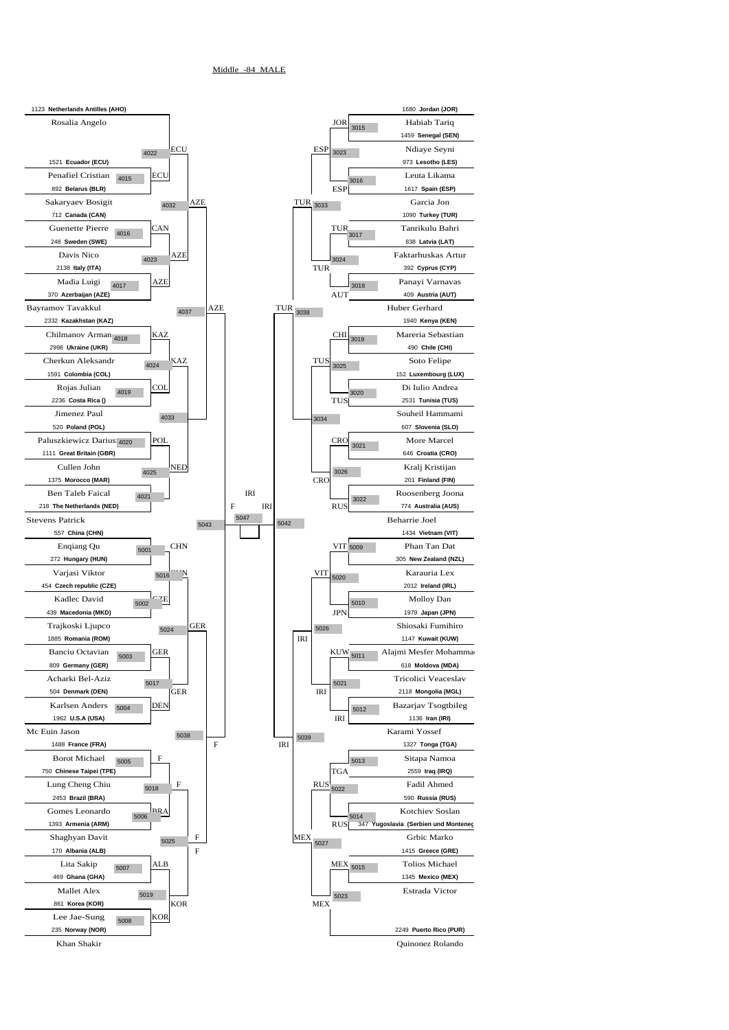Middle -84 MALE

| # | Country | Athlete | R1 | R2 | R3 | R4 | SF |
|---|---|---|---|---|---|---|---|
| 1123 | Netherlands Antilles (AHO) | Rosalia Angelo | | | | | |
| 1521 | Ecuador (ECU) | Penafiel Cristian | 4015 ECU | 4022 ECU | | | |
| 892 | Belarus (BLR) | Sakaryaev Bosigit | | | 4032 AZE | | |
| 712 | Canada (CAN) | Guenette Pierre | 4016 CAN | | | | |
| 248 | Sweden (SWE) | Davis Nico | | 4023 AZE | | | |
| 2138 | Italy (ITA) | Madia Luigi | 4017 AZE | | | | |
| 370 | Azerbaijan (AZE) | Bayramov Tavakkul | | | | 4037 AZE | |
| 2332 | Kazakhstan (KAZ) | Chilmanov Arman | 4018 KAZ | | | | |
| 2998 | Ukraine (UKR) | Cherkun Aleksandr | | 4024 KAZ | | | |
| 1591 | Colombia (COL) | Rojas Julian | 4019 COL | | | | |
| 2236 | Costa Rica () | Jimenez Paul | | | 4033 | | |
| 520 | Poland (POL) | Paluszkiewicz Darius | 4020 POL | | | | |
| 1111 | Great Britain (GBR) | Cullen John | | 4025 NED | | | |
| 1375 | Morocco (MAR) | Ben Taleb Faical | 4021 | | | | |
| 218 | The Netherlands (NED) | Stevens Patrick | | | | | 5043 |
| 557 | China (CHN) | Enqiang Qu | 5001 CHN | | | | |
| 272 | Hungary (HUN) | Varjasi Viktor | | 5016 CHN | | | |
| 454 | Czech republic (CZE) | Kadlec David | 5002 CZE | | | | |
| 439 | Macedonia (MKD) | Trajkoski Ljupco | | | 5024 GER | | |
| 1885 | Romania (ROM) | Banciu Octavian | 5003 GER | | | | |
| 809 | Germany (GER) | Acharki Bel-Aziz | | 5017 GER | | | |
| 504 | Denmark (DEN) | Karlsen Anders | 5004 DEN | | | | |
| 1962 | U.S.A (USA) | Mc Euin Jason | | | | 5038 F | |
| 1488 | France (FRA) | Borot Michael | 5005 F | | | | |
| 750 | Chinese Taipei (TPE) | Lung Cheng Chiu | | 5018 F | | | |
| 2453 | Brazil (BRA) | Gomes Leonardo | 5006 BRA | | | | |
| 1393 | Armenia (ARM) | Shaghyan Davit | | | 5025 F | | |
| 170 | Albania (ALB) | Lita Sakip | 5007 ALB | | | | |
| 469 | Ghana (GHA) | Mallet Alex | | 5019 KOR | | | |
| 861 | Korea (KOR) | Lee Jae-Sung | 5008 KOR | | | | |
| 235 | Norway (NOR) | Khan Shakir | | | | | |

| # | Country | Athlete | R1 | R2 | R3 | R4 | SF |
|---|---|---|---|---|---|---|---|
| 1680 | Jordan (JOR) | Habiab Tariq | 3015 JOR | | | | |
| 1459 | Senegal (SEN) | Ndiaye Seyni | | 3023 ESP | | | |
| 973 | Lesotho (LES) | Leuta Likama | 3016 ESP | | | | |
| 1617 | Spain (ESP) | Garcia Jon | | | 3033 TUR | | |
| 1090 | Turkey (TUR) | Tanrikulu Bahri | 3017 TUR | | | | |
| 838 | Latvia (LAT) | Faktarhuskas Artur | | 3024 TUR | | | |
| 392 | Cyprus (CYP) | Panayi Varnavas | 3018 AUT | | | | |
| 409 | Austria (AUT) | Huber Gerhard | | | | 3038 TUR | |
| 1940 | Kenya (KEN) | Mareria Sebastian | 3019 CHI | | | | |
| 490 | Chile (CHI) | Soto Felipe | | 3025 TUS | | | |
| 152 | Luxembourg (LUX) | Di Iulio Andrea | 3020 TUS | | | | |
| 2531 | Tunisia (TUS) | Souheil Hammami | | | 3034 | | |
| 607 | Slovenia (SLO) | More Marcel | 3021 CRO | | | | |
| 646 | Croatia (CRO) | Kralj Kristijan | | 3026 CRO | | | |
| 201 | Finland (FIN) | Roosenberg Joona | 3022 RUS | | | | |
| 774 | Australia (AUS) | Beharrie Joel | | | | | 5042 |
| 1434 | Vietnam (VIT) | Phan Tan Dat | 5009 VIT | | | | |
| 305 | New Zealand (NZL) | Karauria Lex | | 5020 VIT | | | |
| 2012 | Ireland (IRL) | Molloy Dan | 5010 JPN | | | | |
| 1979 | Japan (JPN) | Shiosaki Fumihiro | | | 5026 IRI | | |
| 1147 | Kuwait (KUW) | Alajmi Mesfer Mohammad | 5011 KUW | | | | |
| 618 | Moldova (MDA) | Tricolici Veaceslav | | 5021 IRI | | | |
| 2118 | Mongolia (MGL) | Bazarjav Tsogtbileg | 5012 IRI | | | | |
| 1136 | Iran (IRI) | Karami Yossef | | | | 5039 IRI | |
| 1327 | Tonga (TGA) | Sitapa Namoa | 5013 TGA | | | | |
| 2559 | Iraq (IRQ) | Fadil Ahmed | | 5022 RUS | | | |
| 590 | Russia (RUS) | Kotchiev Soslan | 5014 RUS | | | | |
| 347 | Yugoslavia (Serbien und Montenegro) | Grbic Marko | | | 5027 MEX | | |
| 1415 | Greece (GRE) | Tolios Michael | 5015 MEX | | | | |
| 1345 | Mexico (MEX) | Estrada Victor | | 5023 MEX | | | |
| 2249 | Puerto Rico (PUR) | Quinonez Rolando | | | | | |

Semifinals: 4037 AZE vs 5038 F → 5043 F; 3038 TUR vs 5039 IRI → 5042 IRI

Final: 5047 — F vs IRI → IRI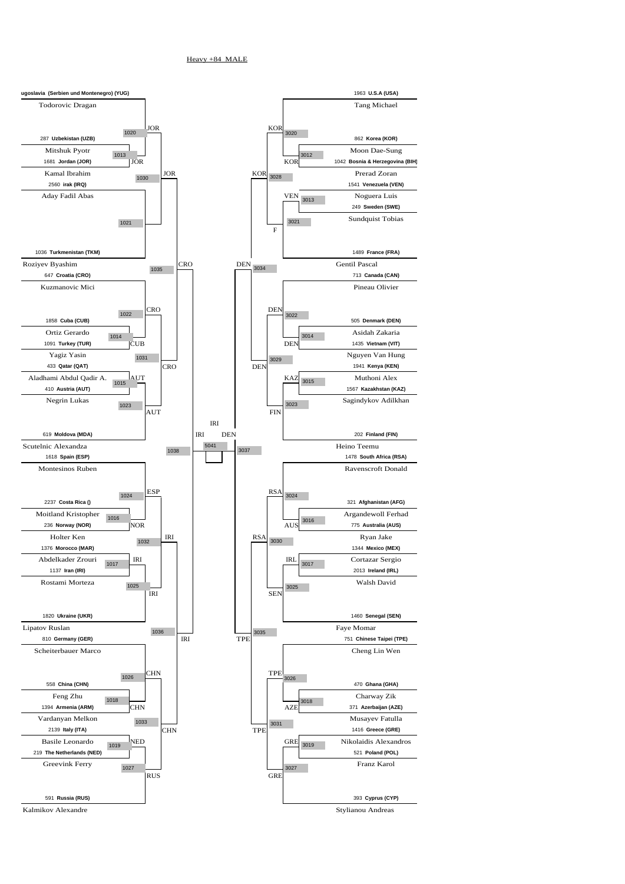Heavy +84 MALE

ugoslavia (Serbien und Montenegro) (YUG)
Todorovic Dragan
1020 JOR
287 Uzbekistan (UZB)
Mitshuk Pyotr
1013
1681 Jordan (JOR) JOR
Kamal Ibrahim
1030 JOR
2560 irak (IRQ)
Aday Fadil Abas
1021
1036 Turkmenistan (TKM)
Roziyev Byashim
1035 CRO
647 Croatia (CRO)
Kuzmanovic Mici
1022 CRO
1858 Cuba (CUB)
Ortiz Gerardo
1014
1091 Turkey (TUR) CUB
Yagiz Yasin
1031 CRO
433 Qatar (QAT)
Aladhami Abdul Qadir A.
1015 AUT
410 Austria (AUT)
Negrin Lukas
1023 AUT
619 Moldova (MDA)
Scutelnic Alexandza
1038
1618 Spain (ESP)
Montesinos Ruben
1024 ESP
2237 Costa Rica ()
Moitland Kristopher
1016
236 Norway (NOR) NOR
Holter Ken
1032 IRI
1376 Morocco (MAR)
Abdelkader Zrouri
1017 IRI
1137 Iran (IRI)
Rostami Morteza
1025 IRI
1820 Ukraine (UKR)
Lipatov Ruslan
1036 IRI
810 Germany (GER)
Scheiterbauer Marco
1026 CHN
558 China (CHN)
Feng Zhu
1018
1394 Armenia (ARM) CHN
Vardanyan Melkon
1033 CHN
2139 Italy (ITA)
Basile Leonardo
1019 NED
219 The Netherlands (NED)
Greevink Ferry
1027 RUS
591 Russia (RUS)
Kalmikov Alexandre

IRI
IRI DEN
5041

1963 U.S.A (USA)
Tang Michael
KOR 3020
862 Korea (KOR)
Moon Dae-Sung
3012
KOR 1042 Bosnia & Herzegovina (BIH)
KOR 3028
Prerad Zoran
1541 Venezuela (VEN)
VEN 3013
Noguera Luis
249 Sweden (SWE)
3021
Sundquist Tobias
F
1489 France (FRA)
DEN 3034
Gentil Pascal
713 Canada (CAN)
Pineau Olivier
DEN 3022
505 Denmark (DEN)
3014
Asidah Zakaria
DEN 1435 Vietnam (VIT)
3029
Nguyen Van Hung
DEN 1941 Kenya (KEN)
KAZ 3015
Muthoni Alex
1567 Kazakhstan (KAZ)
3023
Sagindykov Adilkhan
FIN
202 Finland (FIN)
3037
Heino Teemu
1478 South Africa (RSA)
Ravenscroft Donald
RSA 3024
321 Afghanistan (AFG)
3016
Argandewoll Ferhad
AUS 775 Australia (AUS)
RSA 3030
Ryan Jake
1344 Mexico (MEX)
IRL 3017
Cortazar Sergio
2013 Ireland (IRL)
3025
Walsh David
SEN
1460 Senegal (SEN)
3035
Faye Momar
TPE 751 Chinese Taipei (TPE)
Cheng Lin Wen
TPE 3026
470 Ghana (GHA)
3018
Charway Zik
AZE 371 Azerbaijan (AZE)
3031
Musayev Fatulla
TPE 1416 Greece (GRE)
GRE 3019
Nikolaidis Alexandros
521 Poland (POL)
3027
Franz Karol
GRE
393 Cyprus (CYP)
Stylianou Andreas